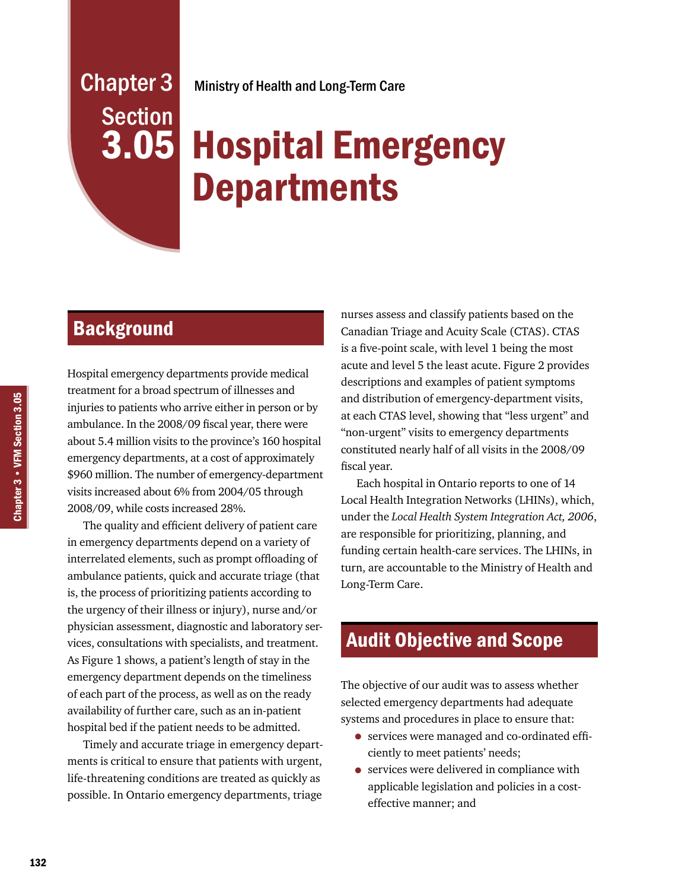Chapter 3 Section 3.05

Ministry of Health and Long-Term Care

# Hospital Emergency Departments

## Background

Hospital emergency departments provide medical treatment for a broad spectrum of illnesses and injuries to patients who arrive either in person or by ambulance. In the 2008/09 fiscal year, there were about 5.4 million visits to the province's 160 hospital emergency departments, at a cost of approximately $960 million. The number of emergency-department visits increased about 6% from 2004/05 through 2008/09, while costs increased 28%.

The quality and efficient delivery of patient care in emergency departments depend on a variety of interrelated elements, such as prompt offloading of ambulance patients, quick and accurate triage (that is, the process of prioritizing patients according to the urgency of their illness or injury), nurse and/or physician assessment, diagnostic and laboratory services, consultations with specialists, and treatment. As Figure 1 shows, a patient's length of stay in the emergency department depends on the timeliness of each part of the process, as well as on the ready availability of further care, such as an in-patient hospital bed if the patient needs to be admitted.

Timely and accurate triage in emergency departments is critical to ensure that patients with urgent, life-threatening conditions are treated as quickly as possible. In Ontario emergency departments, triage nurses assess and classify patients based on the Canadian Triage and Acuity Scale (CTAS). CTAS is a five-point scale, with level 1 being the most acute and level 5 the least acute. Figure 2 provides descriptions and examples of patient symptoms and distribution of emergency-department visits, at each CTAS level, showing that "less urgent" and "non-urgent" visits to emergency departments constituted nearly half of all visits in the 2008/09 fiscal year.

Each hospital in Ontario reports to one of 14 Local Health Integration Networks (LHINs), which, under the *Local Health System Integration Act, 2006*, are responsible for prioritizing, planning, and funding certain health-care services. The LHINs, in turn, are accountable to the Ministry of Health and Long-Term Care.

## Audit Objective and Scope

The objective of our audit was to assess whether selected emergency departments had adequate systems and procedures in place to ensure that:

- services were managed and co-ordinated efficiently to meet patients' needs;
- services were delivered in compliance with applicable legislation and policies in a cost-effective manner; and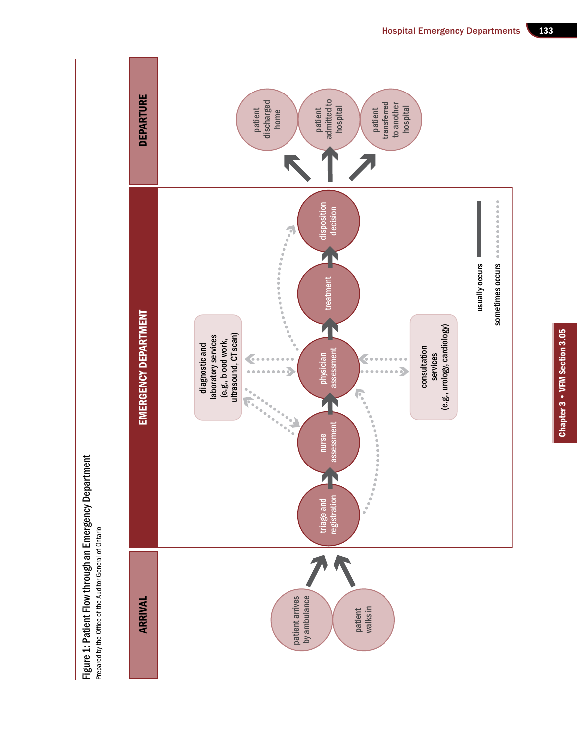**Figure 1: Patient Flow through an Emergency Department**

Prepared by the Office of the Auditor General of Ontario

**ARRIVAL**

- patient arrives by ambulance
- patient walks in

**EMERGENCY DEPARTMENT**

- triage and registration
- nurse assessment
- physician assessment
- treatment
- disposition decision
- diagnostic and laboratory services (e.g., blood work, ultrasound, CT scan)
- consultation services (e.g., urology, cardiology)

**DEPARTURE**

- patient discharged home
- patient admitted to hospital
- patient transferred to another hospital

Legend: usually occurs (solid line); sometimes occurs (dotted line)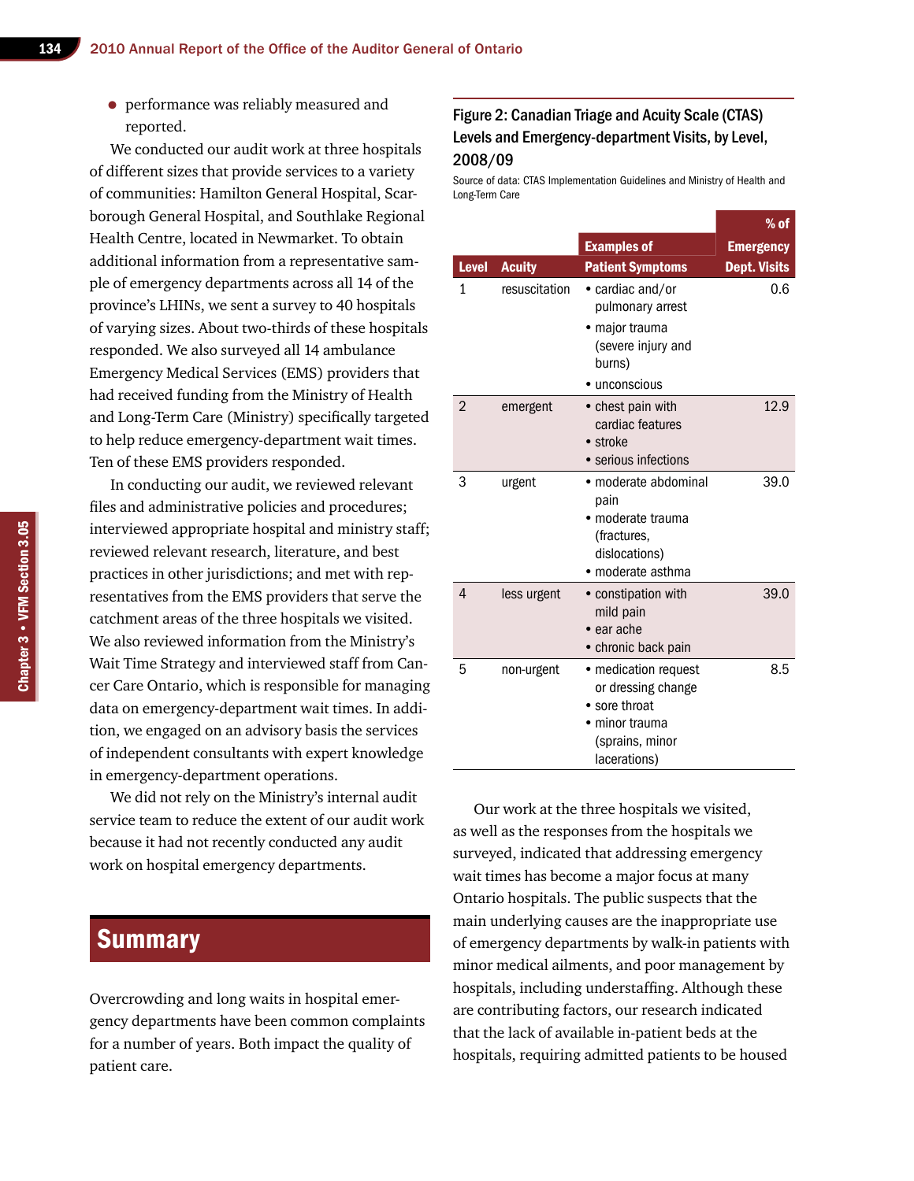- performance was reliably measured and reported.

We conducted our audit work at three hospitals of different sizes that provide services to a variety of communities: Hamilton General Hospital, Scarborough General Hospital, and Southlake Regional Health Centre, located in Newmarket. To obtain additional information from a representative sample of emergency departments across all 14 of the province's LHINs, we sent a survey to 40 hospitals of varying sizes. About two-thirds of these hospitals responded. We also surveyed all 14 ambulance Emergency Medical Services (EMS) providers that had received funding from the Ministry of Health and Long-Term Care (Ministry) specifically targeted to help reduce emergency-department wait times. Ten of these EMS providers responded.

In conducting our audit, we reviewed relevant files and administrative policies and procedures; interviewed appropriate hospital and ministry staff; reviewed relevant research, literature, and best practices in other jurisdictions; and met with representatives from the EMS providers that serve the catchment areas of the three hospitals we visited. We also reviewed information from the Ministry's Wait Time Strategy and interviewed staff from Cancer Care Ontario, which is responsible for managing data on emergency-department wait times. In addition, we engaged on an advisory basis the services of independent consultants with expert knowledge in emergency-department operations.

We did not rely on the Ministry's internal audit service team to reduce the extent of our audit work because it had not recently conducted any audit work on hospital emergency departments.

## Summary

Overcrowding and long waits in hospital emergency departments have been common complaints for a number of years. Both impact the quality of patient care.

### Figure 2: Canadian Triage and Acuity Scale (CTAS) Levels and Emergency-department Visits, by Level, 2008/09

Source of data: CTAS Implementation Guidelines and Ministry of Health and Long-Term Care

| Level | Acuity | Examples of Patient Symptoms | % of Emergency Dept. Visits |
|---|---|---|---|
| 1 | resuscitation | • cardiac and/or pulmonary arrest<br>• major trauma (severe injury and burns)<br>• unconscious | 0.6 |
| 2 | emergent | • chest pain with cardiac features<br>• stroke<br>• serious infections | 12.9 |
| 3 | urgent | • moderate abdominal pain<br>• moderate trauma (fractures, dislocations)<br>• moderate asthma | 39.0 |
| 4 | less urgent | • constipation with mild pain<br>• ear ache<br>• chronic back pain | 39.0 |
| 5 | non-urgent | • medication request or dressing change<br>• sore throat<br>• minor trauma (sprains, minor lacerations) | 8.5 |

Our work at the three hospitals we visited, as well as the responses from the hospitals we surveyed, indicated that addressing emergency wait times has become a major focus at many Ontario hospitals. The public suspects that the main underlying causes are the inappropriate use of emergency departments by walk-in patients with minor medical ailments, and poor management by hospitals, including understaffing. Although these are contributing factors, our research indicated that the lack of available in-patient beds at the hospitals, requiring admitted patients to be housed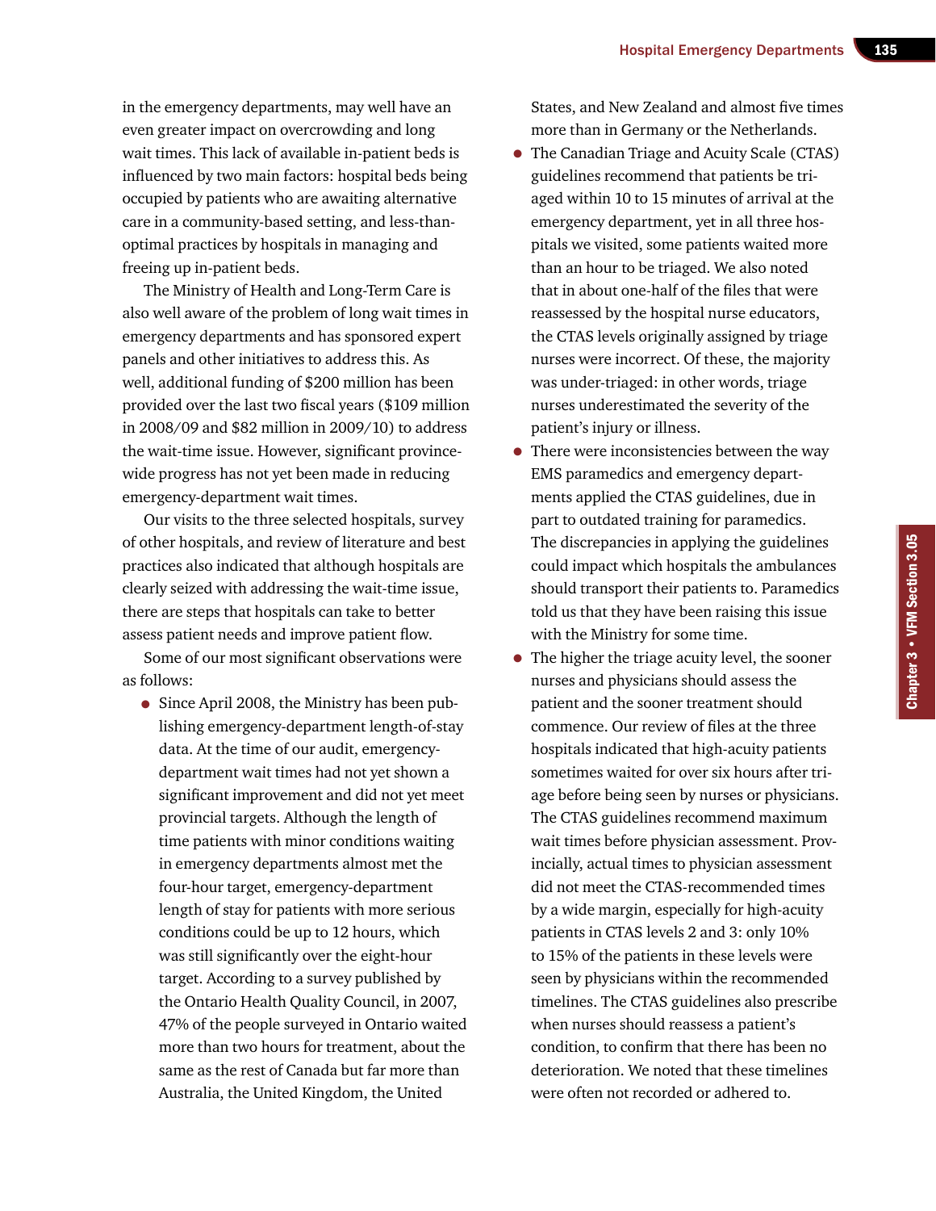in the emergency departments, may well have an even greater impact on overcrowding and long wait times. This lack of available in-patient beds is influenced by two main factors: hospital beds being occupied by patients who are awaiting alternative care in a community-based setting, and less-than-optimal practices by hospitals in managing and freeing up in-patient beds.

The Ministry of Health and Long-Term Care is also well aware of the problem of long wait times in emergency departments and has sponsored expert panels and other initiatives to address this. As well, additional funding of $200 million has been provided over the last two fiscal years ($109 million in 2008/09 and $82 million in 2009/10) to address the wait-time issue. However, significant province-wide progress has not yet been made in reducing emergency-department wait times.

Our visits to the three selected hospitals, survey of other hospitals, and review of literature and best practices also indicated that although hospitals are clearly seized with addressing the wait-time issue, there are steps that hospitals can take to better assess patient needs and improve patient flow.

Some of our most significant observations were as follows:

- Since April 2008, the Ministry has been publishing emergency-department length-of-stay data. At the time of our audit, emergency-department wait times had not yet shown a significant improvement and did not yet meet provincial targets. Although the length of time patients with minor conditions waiting in emergency departments almost met the four-hour target, emergency-department length of stay for patients with more serious conditions could be up to 12 hours, which was still significantly over the eight-hour target. According to a survey published by the Ontario Health Quality Council, in 2007, 47% of the people surveyed in Ontario waited more than two hours for treatment, about the same as the rest of Canada but far more than Australia, the United Kingdom, the United States, and New Zealand and almost five times more than in Germany or the Netherlands.
- The Canadian Triage and Acuity Scale (CTAS) guidelines recommend that patients be triaged within 10 to 15 minutes of arrival at the emergency department, yet in all three hospitals we visited, some patients waited more than an hour to be triaged. We also noted that in about one-half of the files that were reassessed by the hospital nurse educators, the CTAS levels originally assigned by triage nurses were incorrect. Of these, the majority was under-triaged: in other words, triage nurses underestimated the severity of the patient's injury or illness.
- There were inconsistencies between the way EMS paramedics and emergency departments applied the CTAS guidelines, due in part to outdated training for paramedics. The discrepancies in applying the guidelines could impact which hospitals the ambulances should transport their patients to. Paramedics told us that they have been raising this issue with the Ministry for some time.
- The higher the triage acuity level, the sooner nurses and physicians should assess the patient and the sooner treatment should commence. Our review of files at the three hospitals indicated that high-acuity patients sometimes waited for over six hours after triage before being seen by nurses or physicians. The CTAS guidelines recommend maximum wait times before physician assessment. Provincially, actual times to physician assessment did not meet the CTAS-recommended times by a wide margin, especially for high-acuity patients in CTAS levels 2 and 3: only 10% to 15% of the patients in these levels were seen by physicians within the recommended timelines. The CTAS guidelines also prescribe when nurses should reassess a patient's condition, to confirm that there has been no deterioration. We noted that these timelines were often not recorded or adhered to.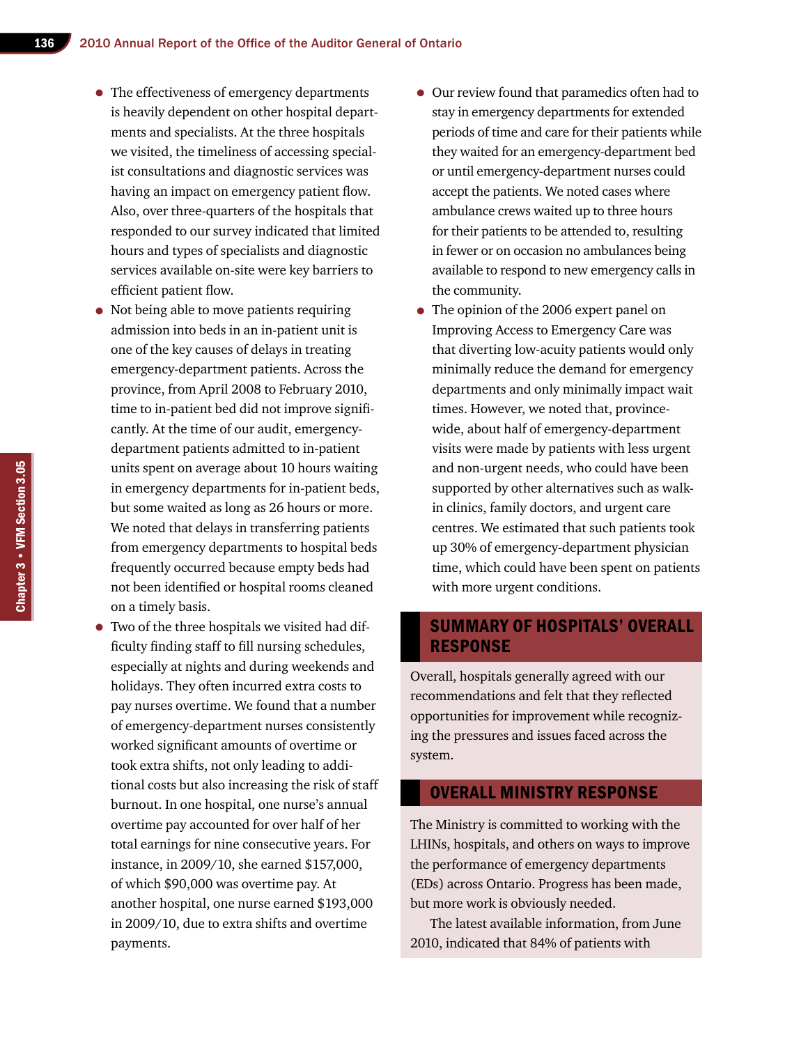- The effectiveness of emergency departments is heavily dependent on other hospital departments and specialists. At the three hospitals we visited, the timeliness of accessing specialist consultations and diagnostic services was having an impact on emergency patient flow. Also, over three-quarters of the hospitals that responded to our survey indicated that limited hours and types of specialists and diagnostic services available on-site were key barriers to efficient patient flow.
- Not being able to move patients requiring admission into beds in an in-patient unit is one of the key causes of delays in treating emergency-department patients. Across the province, from April 2008 to February 2010, time to in-patient bed did not improve significantly. At the time of our audit, emergency-department patients admitted to in-patient units spent on average about 10 hours waiting in emergency departments for in-patient beds, but some waited as long as 26 hours or more. We noted that delays in transferring patients from emergency departments to hospital beds frequently occurred because empty beds had not been identified or hospital rooms cleaned on a timely basis.
- Two of the three hospitals we visited had difficulty finding staff to fill nursing schedules, especially at nights and during weekends and holidays. They often incurred extra costs to pay nurses overtime. We found that a number of emergency-department nurses consistently worked significant amounts of overtime or took extra shifts, not only leading to additional costs but also increasing the risk of staff burnout. In one hospital, one nurse's annual overtime pay accounted for over half of her total earnings for nine consecutive years. For instance, in 2009/10, she earned $157,000, of which $90,000 was overtime pay. At another hospital, one nurse earned $193,000 in 2009/10, due to extra shifts and overtime payments.
- Our review found that paramedics often had to stay in emergency departments for extended periods of time and care for their patients while they waited for an emergency-department bed or until emergency-department nurses could accept the patients. We noted cases where ambulance crews waited up to three hours for their patients to be attended to, resulting in fewer or on occasion no ambulances being available to respond to new emergency calls in the community.
- The opinion of the 2006 expert panel on Improving Access to Emergency Care was that diverting low-acuity patients would only minimally reduce the demand for emergency departments and only minimally impact wait times. However, we noted that, province-wide, about half of emergency-department visits were made by patients with less urgent and non-urgent needs, who could have been supported by other alternatives such as walk-in clinics, family doctors, and urgent care centres. We estimated that such patients took up 30% of emergency-department physician time, which could have been spent on patients with more urgent conditions.

## SUMMARY OF HOSPITALS' OVERALL RESPONSE

Overall, hospitals generally agreed with our recommendations and felt that they reflected opportunities for improvement while recognizing the pressures and issues faced across the system.

## OVERALL MINISTRY RESPONSE

The Ministry is committed to working with the LHINs, hospitals, and others on ways to improve the performance of emergency departments (EDs) across Ontario. Progress has been made, but more work is obviously needed.

The latest available information, from June 2010, indicated that 84% of patients with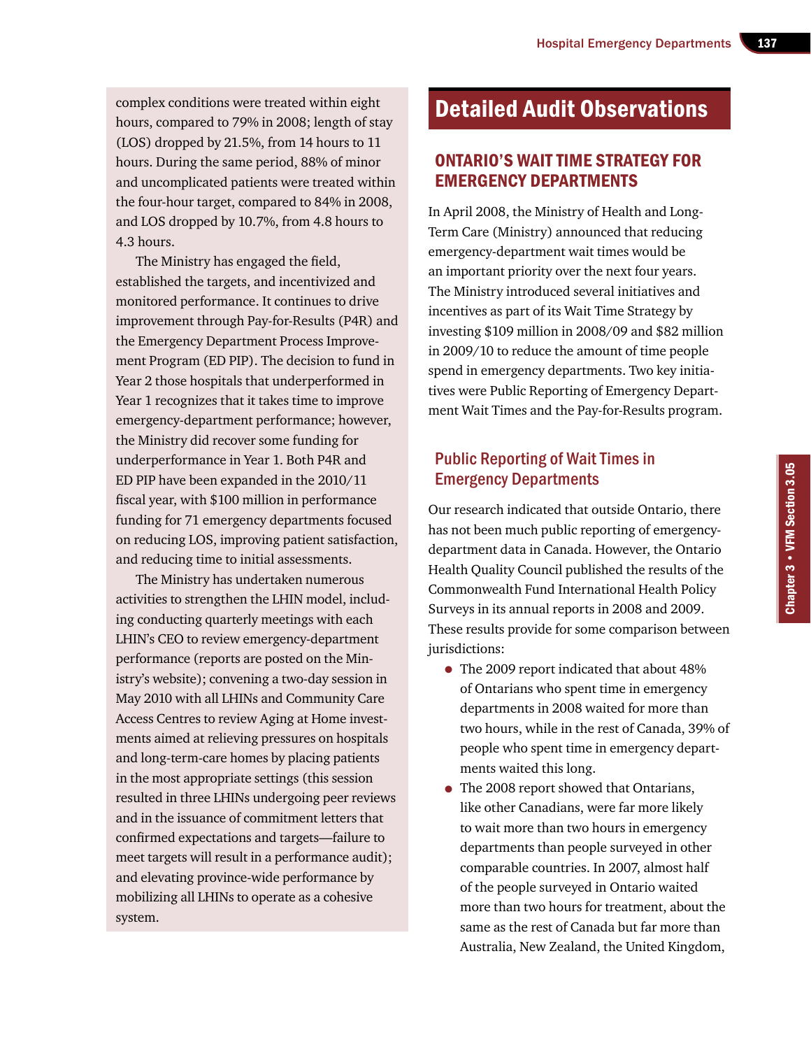complex conditions were treated within eight hours, compared to 79% in 2008; length of stay (LOS) dropped by 21.5%, from 14 hours to 11 hours. During the same period, 88% of minor and uncomplicated patients were treated within the four-hour target, compared to 84% in 2008, and LOS dropped by 10.7%, from 4.8 hours to 4.3 hours.

The Ministry has engaged the field, established the targets, and incentivized and monitored performance. It continues to drive improvement through Pay-for-Results (P4R) and the Emergency Department Process Improvement Program (ED PIP). The decision to fund in Year 2 those hospitals that underperformed in Year 1 recognizes that it takes time to improve emergency-department performance; however, the Ministry did recover some funding for underperformance in Year 1. Both P4R and ED PIP have been expanded in the 2010/11 fiscal year, with $100 million in performance funding for 71 emergency departments focused on reducing LOS, improving patient satisfaction, and reducing time to initial assessments.

The Ministry has undertaken numerous activities to strengthen the LHIN model, including conducting quarterly meetings with each LHIN's CEO to review emergency-department performance (reports are posted on the Ministry's website); convening a two-day session in May 2010 with all LHINs and Community Care Access Centres to review Aging at Home investments aimed at relieving pressures on hospitals and long-term-care homes by placing patients in the most appropriate settings (this session resulted in three LHINs undergoing peer reviews and in the issuance of commitment letters that confirmed expectations and targets—failure to meet targets will result in a performance audit); and elevating province-wide performance by mobilizing all LHINs to operate as a cohesive system.

# Detailed Audit Observations

## ONTARIO'S WAIT TIME STRATEGY FOR EMERGENCY DEPARTMENTS

In April 2008, the Ministry of Health and Long-Term Care (Ministry) announced that reducing emergency-department wait times would be an important priority over the next four years. The Ministry introduced several initiatives and incentives as part of its Wait Time Strategy by investing $109 million in 2008/09 and $82 million in 2009/10 to reduce the amount of time people spend in emergency departments. Two key initiatives were Public Reporting of Emergency Department Wait Times and the Pay-for-Results program.

### Public Reporting of Wait Times in Emergency Departments

Our research indicated that outside Ontario, there has not been much public reporting of emergency-department data in Canada. However, the Ontario Health Quality Council published the results of the Commonwealth Fund International Health Policy Surveys in its annual reports in 2008 and 2009. These results provide for some comparison between jurisdictions:

- The 2009 report indicated that about 48% of Ontarians who spent time in emergency departments in 2008 waited for more than two hours, while in the rest of Canada, 39% of people who spent time in emergency departments waited this long.
- The 2008 report showed that Ontarians, like other Canadians, were far more likely to wait more than two hours in emergency departments than people surveyed in other comparable countries. In 2007, almost half of the people surveyed in Ontario waited more than two hours for treatment, about the same as the rest of Canada but far more than Australia, New Zealand, the United Kingdom,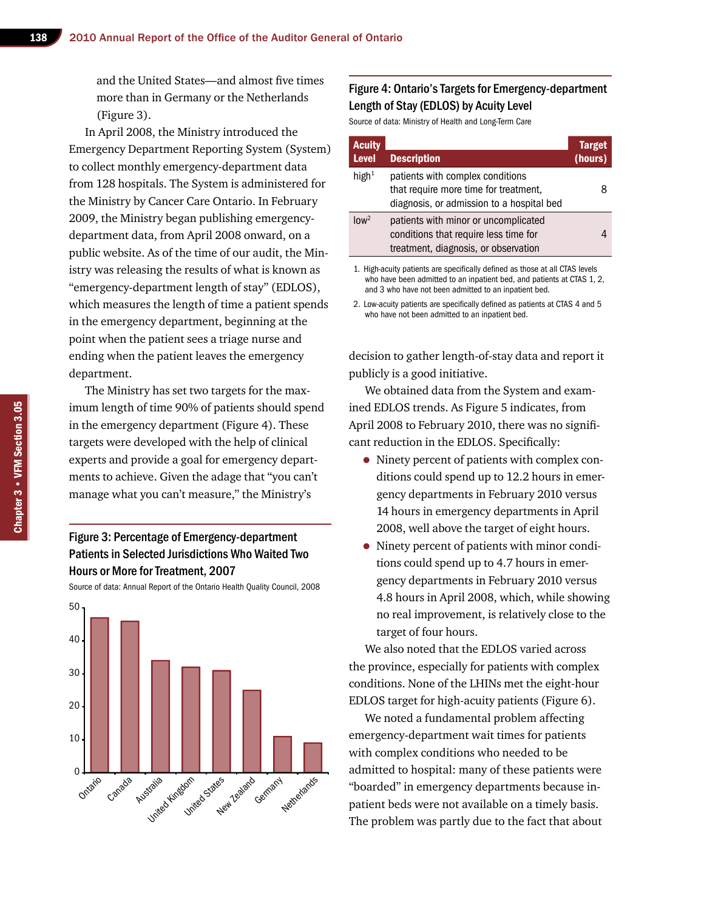and the United States—and almost five times more than in Germany or the Netherlands (Figure 3).

In April 2008, the Ministry introduced the Emergency Department Reporting System (System) to collect monthly emergency-department data from 128 hospitals. The System is administered for the Ministry by Cancer Care Ontario. In February 2009, the Ministry began publishing emergency-department data, from April 2008 onward, on a public website. As of the time of our audit, the Ministry was releasing the results of what is known as "emergency-department length of stay" (EDLOS), which measures the length of time a patient spends in the emergency department, beginning at the point when the patient sees a triage nurse and ending when the patient leaves the emergency department.

The Ministry has set two targets for the maximum length of time 90% of patients should spend in the emergency department (Figure 4). These targets were developed with the help of clinical experts and provide a goal for emergency departments to achieve. Given the adage that "you can't manage what you can't measure," the Ministry's decision to gather length-of-stay data and report it publicly is a good initiative.

### Figure 3: Percentage of Emergency-department Patients in Selected Jurisdictions Who Waited Two Hours or More for Treatment, 2007

Source of data: Annual Report of the Ontario Health Quality Council, 2008

| Jurisdiction | Approximate percentage |
|---|---|
| Ontario | 47 |
| Canada | 46 |
| Australia | 34 |
| United Kingdom | 32 |
| United States | 31 |
| New Zealand | 25 |
| Germany | 11 |
| Netherlands | 9 |

### Figure 4: Ontario's Targets for Emergency-department Length of Stay (EDLOS) by Acuity Level

Source of data: Ministry of Health and Long-Term Care

| Acuity Level | Description | Target (hours) |
|---|---|---|
| high[1] | patients with complex conditions that require more time for treatment, diagnosis, or admission to a hospital bed | 8 |
| low[2] | patients with minor or uncomplicated conditions that require less time for treatment, diagnosis, or observation | 4 |

1. High-acuity patients are specifically defined as those at all CTAS levels who have been admitted to an inpatient bed, and patients at CTAS 1, 2, and 3 who have not been admitted to an inpatient bed.
2. Low-acuity patients are specifically defined as patients at CTAS 4 and 5 who have not been admitted to an inpatient bed.

We obtained data from the System and examined EDLOS trends. As Figure 5 indicates, from April 2008 to February 2010, there was no significant reduction in the EDLOS. Specifically:

- Ninety percent of patients with complex conditions could spend up to 12.2 hours in emergency departments in February 2010 versus 14 hours in emergency departments in April 2008, well above the target of eight hours.
- Ninety percent of patients with minor conditions could spend up to 4.7 hours in emergency departments in February 2010 versus 4.8 hours in April 2008, which, while showing no real improvement, is relatively close to the target of four hours.

We also noted that the EDLOS varied across the province, especially for patients with complex conditions. None of the LHINs met the eight-hour EDLOS target for high-acuity patients (Figure 6).

We noted a fundamental problem affecting emergency-department wait times for patients with complex conditions who needed to be admitted to hospital: many of these patients were "boarded" in emergency departments because inpatient beds were not available on a timely basis. The problem was partly due to the fact that about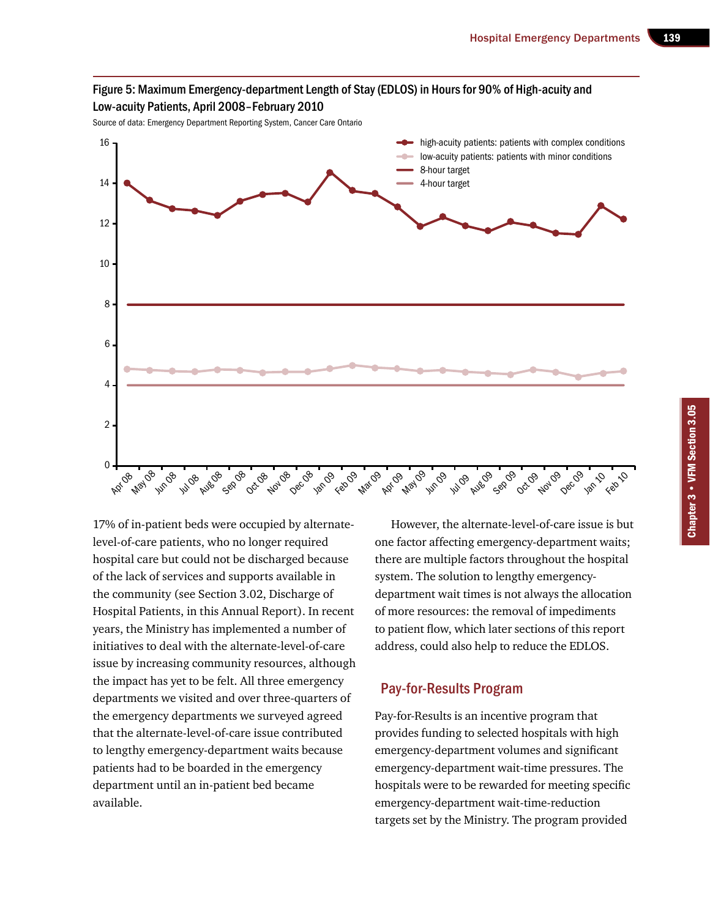Figure 5: Maximum Emergency-department Length of Stay (EDLOS) in Hours for 90% of High-acuity and Low-acuity Patients, April 2008–February 2010

Source of data: Emergency Department Reporting System, Cancer Care Ontario

17% of in-patient beds were occupied by alternate-level-of-care patients, who no longer required hospital care but could not be discharged because of the lack of services and supports available in the community (see Section 3.02, Discharge of Hospital Patients, in this Annual Report). In recent years, the Ministry has implemented a number of initiatives to deal with the alternate-level-of-care issue by increasing community resources, although the impact has yet to be felt. All three emergency departments we visited and over three-quarters of the emergency departments we surveyed agreed that the alternate-level-of-care issue contributed to lengthy emergency-department waits because patients had to be boarded in the emergency department until an in-patient bed became available.

However, the alternate-level-of-care issue is but one factor affecting emergency-department waits; there are multiple factors throughout the hospital system. The solution to lengthy emergency-department wait times is not always the allocation of more resources: the removal of impediments to patient flow, which later sections of this report address, could also help to reduce the EDLOS.

## Pay-for-Results Program

Pay-for-Results is an incentive program that provides funding to selected hospitals with high emergency-department volumes and significant emergency-department wait-time pressures. The hospitals were to be rewarded for meeting specific emergency-department wait-time-reduction targets set by the Ministry. The program provided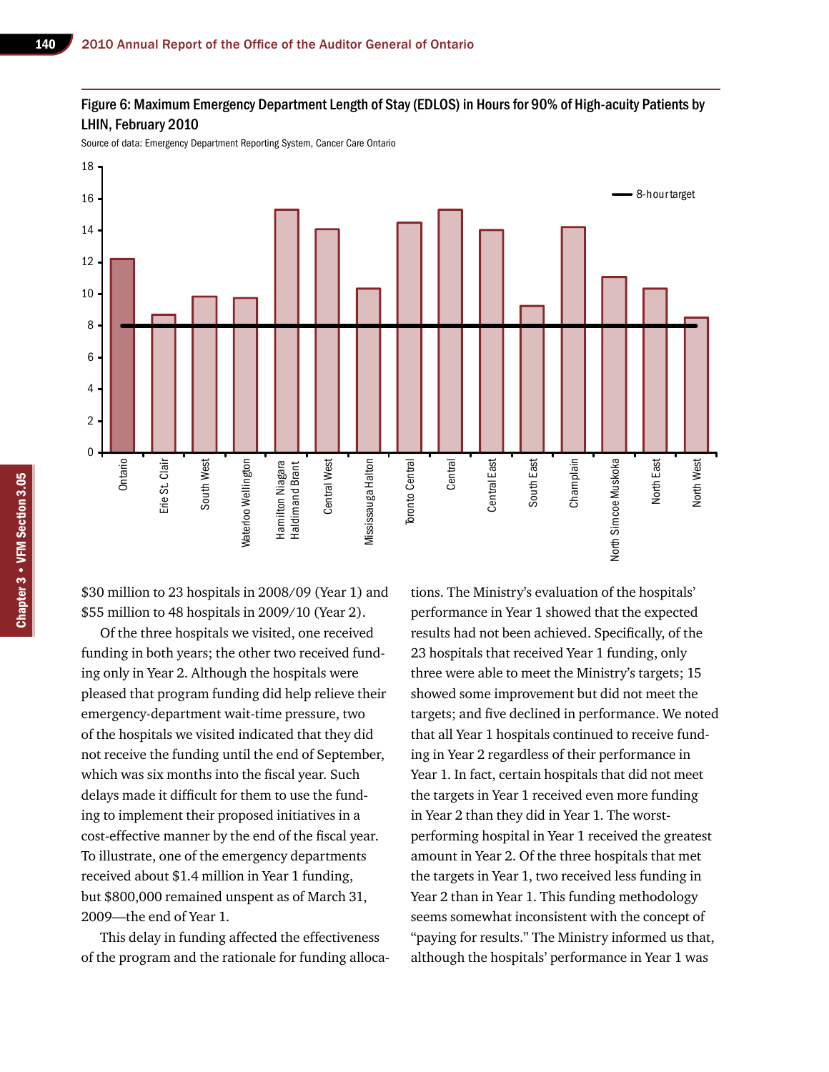Figure 6: Maximum Emergency Department Length of Stay (EDLOS) in Hours for 90% of High-acuity Patients by LHIN, February 2010

Source of data: Emergency Department Reporting System, Cancer Care Ontario

$30 million to 23 hospitals in 2008/09 (Year 1) and $55 million to 48 hospitals in 2009/10 (Year 2).

Of the three hospitals we visited, one received funding in both years; the other two received funding only in Year 2. Although the hospitals were pleased that program funding did help relieve their emergency-department wait-time pressure, two of the hospitals we visited indicated that they did not receive the funding until the end of September, which was six months into the fiscal year. Such delays made it difficult for them to use the funding to implement their proposed initiatives in a cost-effective manner by the end of the fiscal year. To illustrate, one of the emergency departments received about $1.4 million in Year 1 funding, but $800,000 remained unspent as of March 31, 2009—the end of Year 1.

This delay in funding affected the effectiveness of the program and the rationale for funding allocations. The Ministry's evaluation of the hospitals' performance in Year 1 showed that the expected results had not been achieved. Specifically, of the 23 hospitals that received Year 1 funding, only three were able to meet the Ministry's targets; 15 showed some improvement but did not meet the targets; and five declined in performance. We noted that all Year 1 hospitals continued to receive funding in Year 2 regardless of their performance in Year 1. In fact, certain hospitals that did not meet the targets in Year 1 received even more funding in Year 2 than they did in Year 1. The worst-performing hospital in Year 1 received the greatest amount in Year 2. Of the three hospitals that met the targets in Year 1, two received less funding in Year 2 than in Year 1. This funding methodology seems somewhat inconsistent with the concept of "paying for results." The Ministry informed us that, although the hospitals' performance in Year 1 was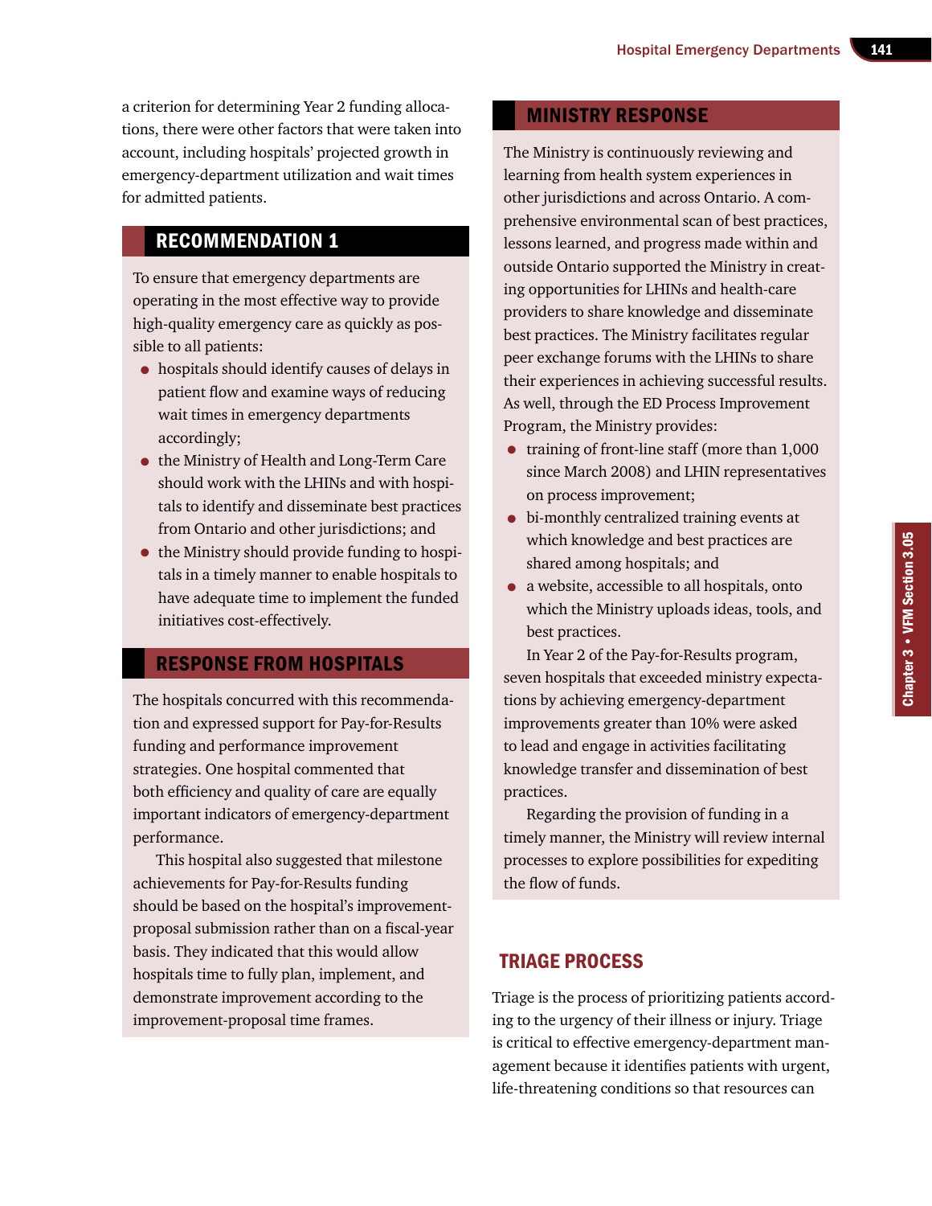a criterion for determining Year 2 funding allocations, there were other factors that were taken into account, including hospitals' projected growth in emergency-department utilization and wait times for admitted patients.

## RECOMMENDATION 1

To ensure that emergency departments are operating in the most effective way to provide high-quality emergency care as quickly as possible to all patients:

- hospitals should identify causes of delays in patient flow and examine ways of reducing wait times in emergency departments accordingly;
- the Ministry of Health and Long-Term Care should work with the LHINs and with hospitals to identify and disseminate best practices from Ontario and other jurisdictions; and
- the Ministry should provide funding to hospitals in a timely manner to enable hospitals to have adequate time to implement the funded initiatives cost-effectively.

## RESPONSE FROM HOSPITALS

The hospitals concurred with this recommendation and expressed support for Pay-for-Results funding and performance improvement strategies. One hospital commented that both efficiency and quality of care are equally important indicators of emergency-department performance.

This hospital also suggested that milestone achievements for Pay-for-Results funding should be based on the hospital's improvement-proposal submission rather than on a fiscal-year basis. They indicated that this would allow hospitals time to fully plan, implement, and demonstrate improvement according to the improvement-proposal time frames.

## MINISTRY RESPONSE

The Ministry is continuously reviewing and learning from health system experiences in other jurisdictions and across Ontario. A comprehensive environmental scan of best practices, lessons learned, and progress made within and outside Ontario supported the Ministry in creating opportunities for LHINs and health-care providers to share knowledge and disseminate best practices. The Ministry facilitates regular peer exchange forums with the LHINs to share their experiences in achieving successful results. As well, through the ED Process Improvement Program, the Ministry provides:

- training of front-line staff (more than 1,000 since March 2008) and LHIN representatives on process improvement;
- bi-monthly centralized training events at which knowledge and best practices are shared among hospitals; and
- a website, accessible to all hospitals, onto which the Ministry uploads ideas, tools, and best practices.

In Year 2 of the Pay-for-Results program, seven hospitals that exceeded ministry expectations by achieving emergency-department improvements greater than 10% were asked to lead and engage in activities facilitating knowledge transfer and dissemination of best practices.

Regarding the provision of funding in a timely manner, the Ministry will review internal processes to explore possibilities for expediting the flow of funds.

## TRIAGE PROCESS

Triage is the process of prioritizing patients according to the urgency of their illness or injury. Triage is critical to effective emergency-department management because it identifies patients with urgent, life-threatening conditions so that resources can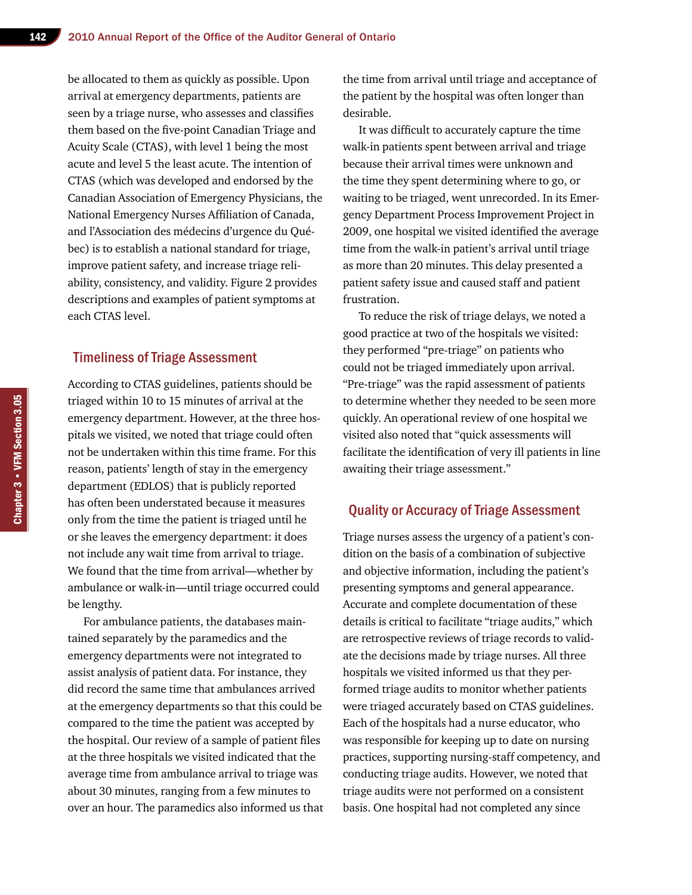be allocated to them as quickly as possible. Upon arrival at emergency departments, patients are seen by a triage nurse, who assesses and classifies them based on the five-point Canadian Triage and Acuity Scale (CTAS), with level 1 being the most acute and level 5 the least acute. The intention of CTAS (which was developed and endorsed by the Canadian Association of Emergency Physicians, the National Emergency Nurses Affiliation of Canada, and l'Association des médecins d'urgence du Québec) is to establish a national standard for triage, improve patient safety, and increase triage reliability, consistency, and validity. Figure 2 provides descriptions and examples of patient symptoms at each CTAS level.

## Timeliness of Triage Assessment

According to CTAS guidelines, patients should be triaged within 10 to 15 minutes of arrival at the emergency department. However, at the three hospitals we visited, we noted that triage could often not be undertaken within this time frame. For this reason, patients' length of stay in the emergency department (EDLOS) that is publicly reported has often been understated because it measures only from the time the patient is triaged until he or she leaves the emergency department: it does not include any wait time from arrival to triage. We found that the time from arrival—whether by ambulance or walk-in—until triage occurred could be lengthy.

For ambulance patients, the databases maintained separately by the paramedics and the emergency departments were not integrated to assist analysis of patient data. For instance, they did record the same time that ambulances arrived at the emergency departments so that this could be compared to the time the patient was accepted by the hospital. Our review of a sample of patient files at the three hospitals we visited indicated that the average time from ambulance arrival to triage was about 30 minutes, ranging from a few minutes to over an hour. The paramedics also informed us that the time from arrival until triage and acceptance of the patient by the hospital was often longer than desirable.

It was difficult to accurately capture the time walk-in patients spent between arrival and triage because their arrival times were unknown and the time they spent determining where to go, or waiting to be triaged, went unrecorded. In its Emergency Department Process Improvement Project in 2009, one hospital we visited identified the average time from the walk-in patient's arrival until triage as more than 20 minutes. This delay presented a patient safety issue and caused staff and patient frustration.

To reduce the risk of triage delays, we noted a good practice at two of the hospitals we visited: they performed "pre-triage" on patients who could not be triaged immediately upon arrival. "Pre-triage" was the rapid assessment of patients to determine whether they needed to be seen more quickly. An operational review of one hospital we visited also noted that "quick assessments will facilitate the identification of very ill patients in line awaiting their triage assessment."

## Quality or Accuracy of Triage Assessment

Triage nurses assess the urgency of a patient's condition on the basis of a combination of subjective and objective information, including the patient's presenting symptoms and general appearance. Accurate and complete documentation of these details is critical to facilitate "triage audits," which are retrospective reviews of triage records to validate the decisions made by triage nurses. All three hospitals we visited informed us that they performed triage audits to monitor whether patients were triaged accurately based on CTAS guidelines. Each of the hospitals had a nurse educator, who was responsible for keeping up to date on nursing practices, supporting nursing-staff competency, and conducting triage audits. However, we noted that triage audits were not performed on a consistent basis. One hospital had not completed any since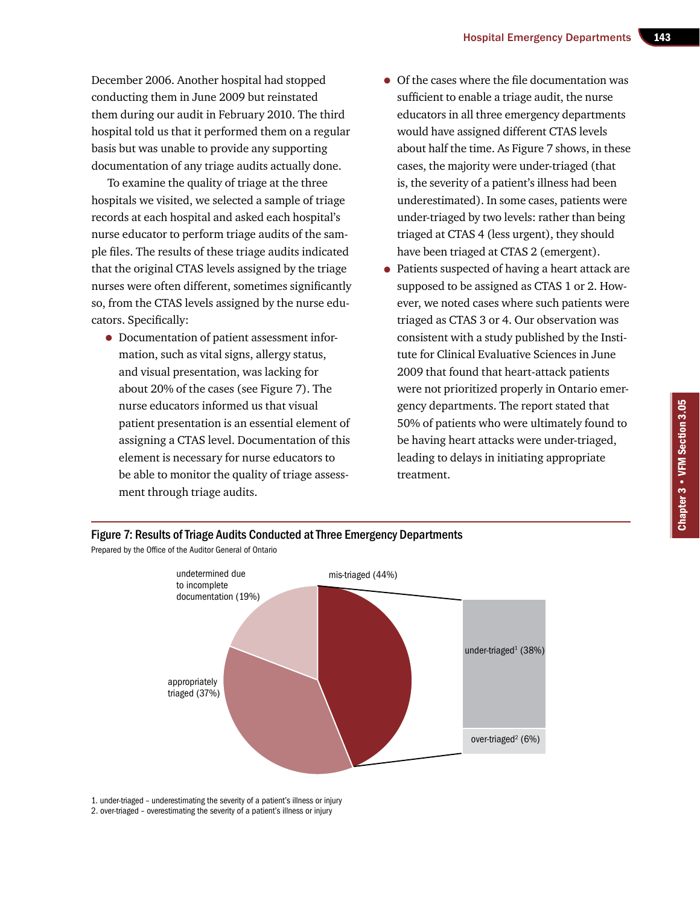December 2006. Another hospital had stopped conducting them in June 2009 but reinstated them during our audit in February 2010. The third hospital told us that it performed them on a regular basis but was unable to provide any supporting documentation of any triage audits actually done.

To examine the quality of triage at the three hospitals we visited, we selected a sample of triage records at each hospital and asked each hospital's nurse educator to perform triage audits of the sample files. The results of these triage audits indicated that the original CTAS levels assigned by the triage nurses were often different, sometimes significantly so, from the CTAS levels assigned by the nurse educators. Specifically:

- Documentation of patient assessment information, such as vital signs, allergy status, and visual presentation, was lacking for about 20% of the cases (see Figure 7). The nurse educators informed us that visual patient presentation is an essential element of assigning a CTAS level. Documentation of this element is necessary for nurse educators to be able to monitor the quality of triage assessment through triage audits.
- Of the cases where the file documentation was sufficient to enable a triage audit, the nurse educators in all three emergency departments would have assigned different CTAS levels about half the time. As Figure 7 shows, in these cases, the majority were under-triaged (that is, the severity of a patient's illness had been underestimated). In some cases, patients were under-triaged by two levels: rather than being triaged at CTAS 4 (less urgent), they should have been triaged at CTAS 2 (emergent).
- Patients suspected of having a heart attack are supposed to be assigned as CTAS 1 or 2. However, we noted cases where such patients were triaged as CTAS 3 or 4. Our observation was consistent with a study published by the Institute for Clinical Evaluative Sciences in June 2009 that found that heart-attack patients were not prioritized properly in Ontario emergency departments. The report stated that 50% of patients who were ultimately found to be having heart attacks were under-triaged, leading to delays in initiating appropriate treatment.

**Figure 7: Results of Triage Audits Conducted at Three Emergency Departments**

Prepared by the Office of the Auditor General of Ontario

| Category | Percentage |
|---|---|
| mis-triaged | 44% |
| — under-triaged[1] | 38% |
| — over-triaged[2] | 6% |
| appropriately triaged | 37% |
| undetermined due to incomplete documentation | 19% |

1. under-triaged – underestimating the severity of a patient's illness or injury
2. over-triaged – overestimating the severity of a patient's illness or injury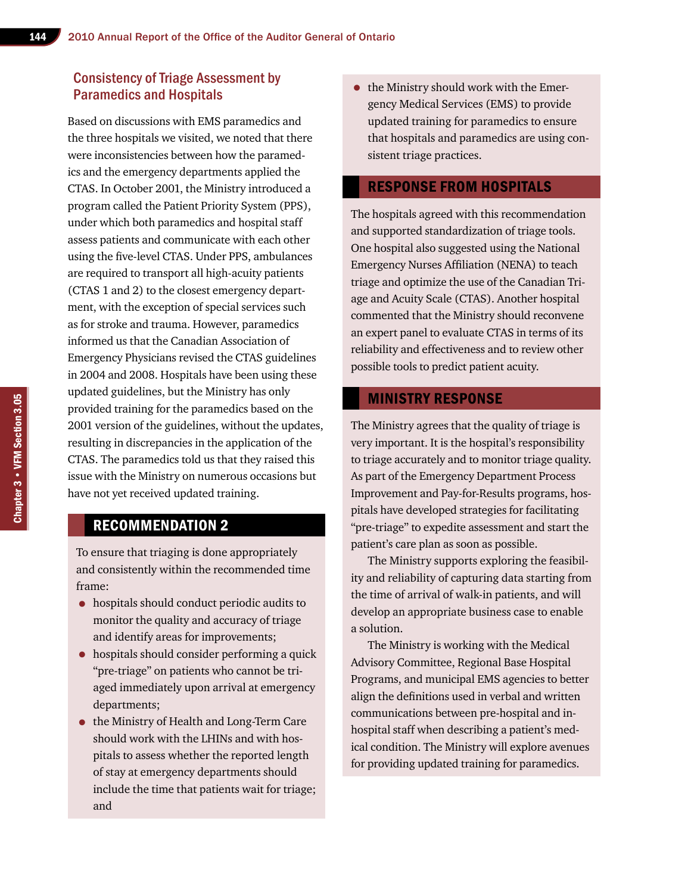## Consistency of Triage Assessment by Paramedics and Hospitals

Based on discussions with EMS paramedics and the three hospitals we visited, we noted that there were inconsistencies between how the paramedics and the emergency departments applied the CTAS. In October 2001, the Ministry introduced a program called the Patient Priority System (PPS), under which both paramedics and hospital staff assess patients and communicate with each other using the five-level CTAS. Under PPS, ambulances are required to transport all high-acuity patients (CTAS 1 and 2) to the closest emergency department, with the exception of special services such as for stroke and trauma. However, paramedics informed us that the Canadian Association of Emergency Physicians revised the CTAS guidelines in 2004 and 2008. Hospitals have been using these updated guidelines, but the Ministry has only provided training for the paramedics based on the 2001 version of the guidelines, without the updates, resulting in discrepancies in the application of the CTAS. The paramedics told us that they raised this issue with the Ministry on numerous occasions but have not yet received updated training.

### RECOMMENDATION 2

To ensure that triaging is done appropriately and consistently within the recommended time frame:

- hospitals should conduct periodic audits to monitor the quality and accuracy of triage and identify areas for improvements;
- hospitals should consider performing a quick "pre-triage" on patients who cannot be triaged immediately upon arrival at emergency departments;
- the Ministry of Health and Long-Term Care should work with the LHINs and with hospitals to assess whether the reported length of stay at emergency departments should include the time that patients wait for triage; and
- the Ministry should work with the Emergency Medical Services (EMS) to provide updated training for paramedics to ensure that hospitals and paramedics are using consistent triage practices.

### RESPONSE FROM HOSPITALS

The hospitals agreed with this recommendation and supported standardization of triage tools. One hospital also suggested using the National Emergency Nurses Affiliation (NENA) to teach triage and optimize the use of the Canadian Triage and Acuity Scale (CTAS). Another hospital commented that the Ministry should reconvene an expert panel to evaluate CTAS in terms of its reliability and effectiveness and to review other possible tools to predict patient acuity.

### MINISTRY RESPONSE

The Ministry agrees that the quality of triage is very important. It is the hospital's responsibility to triage accurately and to monitor triage quality. As part of the Emergency Department Process Improvement and Pay-for-Results programs, hospitals have developed strategies for facilitating "pre-triage" to expedite assessment and start the patient's care plan as soon as possible.

The Ministry supports exploring the feasibility and reliability of capturing data starting from the time of arrival of walk-in patients, and will develop an appropriate business case to enable a solution.

The Ministry is working with the Medical Advisory Committee, Regional Base Hospital Programs, and municipal EMS agencies to better align the definitions used in verbal and written communications between pre-hospital and in-hospital staff when describing a patient's medical condition. The Ministry will explore avenues for providing updated training for paramedics.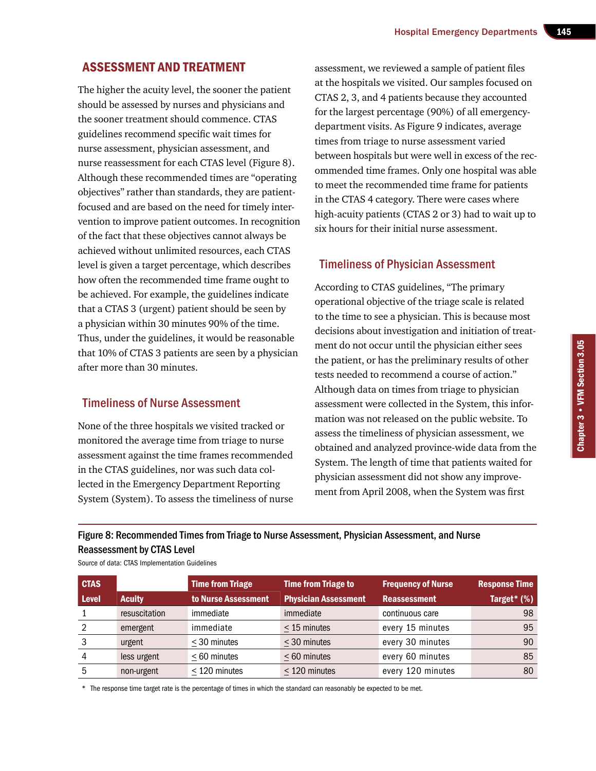## ASSESSMENT AND TREATMENT

The higher the acuity level, the sooner the patient should be assessed by nurses and physicians and the sooner treatment should commence. CTAS guidelines recommend specific wait times for nurse assessment, physician assessment, and nurse reassessment for each CTAS level (Figure 8). Although these recommended times are "operating objectives" rather than standards, they are patient-focused and are based on the need for timely intervention to improve patient outcomes. In recognition of the fact that these objectives cannot always be achieved without unlimited resources, each CTAS level is given a target percentage, which describes how often the recommended time frame ought to be achieved. For example, the guidelines indicate that a CTAS 3 (urgent) patient should be seen by a physician within 30 minutes 90% of the time. Thus, under the guidelines, it would be reasonable that 10% of CTAS 3 patients are seen by a physician after more than 30 minutes.

### Timeliness of Nurse Assessment

None of the three hospitals we visited tracked or monitored the average time from triage to nurse assessment against the time frames recommended in the CTAS guidelines, nor was such data collected in the Emergency Department Reporting System (System). To assess the timeliness of nurse assessment, we reviewed a sample of patient files at the hospitals we visited. Our samples focused on CTAS 2, 3, and 4 patients because they accounted for the largest percentage (90%) of all emergency-department visits. As Figure 9 indicates, average times from triage to nurse assessment varied between hospitals but were well in excess of the recommended time frames. Only one hospital was able to meet the recommended time frame for patients in the CTAS 4 category. There were cases where high-acuity patients (CTAS 2 or 3) had to wait up to six hours for their initial nurse assessment.

### Timeliness of Physician Assessment

According to CTAS guidelines, "The primary operational objective of the triage scale is related to the time to see a physician. This is because most decisions about investigation and initiation of treatment do not occur until the physician either sees the patient, or has the preliminary results of other tests needed to recommend a course of action." Although data on times from triage to physician assessment were collected in the System, this information was not released on the public website. To assess the timeliness of physician assessment, we obtained and analyzed province-wide data from the System. The length of time that patients waited for physician assessment did not show any improvement from April 2008, when the System was first

**Figure 8: Recommended Times from Triage to Nurse Assessment, Physician Assessment, and Nurse Reassessment by CTAS Level**

Source of data: CTAS Implementation Guidelines

| CTAS Level | Acuity | Time from Triage to Nurse Assessment | Time from Triage to Physician Assessment | Frequency of Nurse Reassessment | Response Time Target* (%) |
|---|---|---|---|---|---|
| 1 | resuscitation | immediate | immediate | continuous care | 98 |
| 2 | emergent | immediate | ≤ 15 minutes | every 15 minutes | 95 |
| 3 | urgent | ≤ 30 minutes | ≤ 30 minutes | every 30 minutes | 90 |
| 4 | less urgent | ≤ 60 minutes | ≤ 60 minutes | every 60 minutes | 85 |
| 5 | non-urgent | ≤ 120 minutes | ≤ 120 minutes | every 120 minutes | 80 |

* The response time target rate is the percentage of times in which the standard can reasonably be expected to be met.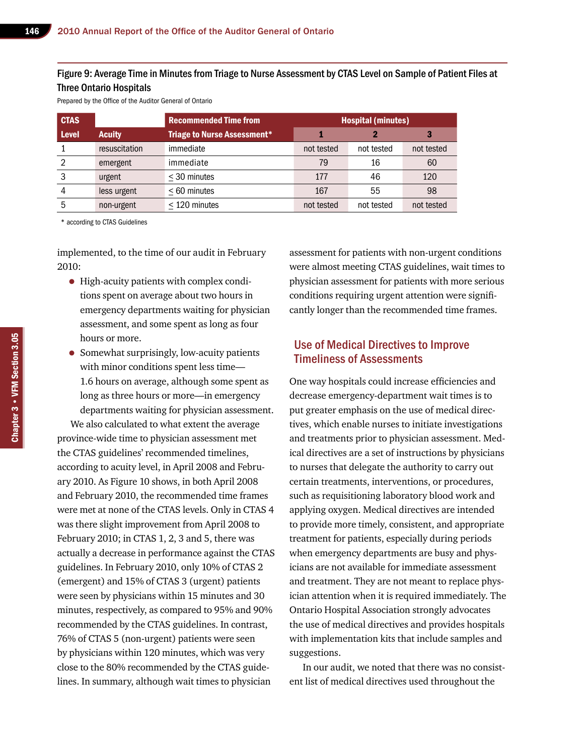Figure 9: Average Time in Minutes from Triage to Nurse Assessment by CTAS Level on Sample of Patient Files at Three Ontario Hospitals

Prepared by the Office of the Auditor General of Ontario

| CTAS Level | Acuity | Recommended Time from Triage to Nurse Assessment* | Hospital (minutes) | | |
|---|---|---|---|---|---|
| | | | 1 | 2 | 3 |
| 1 | resuscitation | immediate | not tested | not tested | not tested |
| 2 | emergent | immediate | 79 | 16 | 60 |
| 3 | urgent | ≤ 30 minutes | 177 | 46 | 120 |
| 4 | less urgent | ≤ 60 minutes | 167 | 55 | 98 |
| 5 | non-urgent | ≤ 120 minutes | not tested | not tested | not tested |

\* according to CTAS Guidelines

implemented, to the time of our audit in February 2010:

- High-acuity patients with complex conditions spent on average about two hours in emergency departments waiting for physician assessment, and some spent as long as four hours or more.
- Somewhat surprisingly, low-acuity patients with minor conditions spent less time—1.6 hours on average, although some spent as long as three hours or more—in emergency departments waiting for physician assessment.

We also calculated to what extent the average province-wide time to physician assessment met the CTAS guidelines' recommended timelines, according to acuity level, in April 2008 and February 2010. As Figure 10 shows, in both April 2008 and February 2010, the recommended time frames were met at none of the CTAS levels. Only in CTAS 4 was there slight improvement from April 2008 to February 2010; in CTAS 1, 2, 3 and 5, there was actually a decrease in performance against the CTAS guidelines. In February 2010, only 10% of CTAS 2 (emergent) and 15% of CTAS 3 (urgent) patients were seen by physicians within 15 minutes and 30 minutes, respectively, as compared to 95% and 90% recommended by the CTAS guidelines. In contrast, 76% of CTAS 5 (non-urgent) patients were seen by physicians within 120 minutes, which was very close to the 80% recommended by the CTAS guidelines. In summary, although wait times to physician assessment for patients with non-urgent conditions were almost meeting CTAS guidelines, wait times to physician assessment for patients with more serious conditions requiring urgent attention were significantly longer than the recommended time frames.

## Use of Medical Directives to Improve Timeliness of Assessments

One way hospitals could increase efficiencies and decrease emergency-department wait times is to put greater emphasis on the use of medical directives, which enable nurses to initiate investigations and treatments prior to physician assessment. Medical directives are a set of instructions by physicians to nurses that delegate the authority to carry out certain treatments, interventions, or procedures, such as requisitioning laboratory blood work and applying oxygen. Medical directives are intended to provide more timely, consistent, and appropriate treatment for patients, especially during periods when emergency departments are busy and physicians are not available for immediate assessment and treatment. They are not meant to replace physician attention when it is required immediately. The Ontario Hospital Association strongly advocates the use of medical directives and provides hospitals with implementation kits that include samples and suggestions.

In our audit, we noted that there was no consistent list of medical directives used throughout the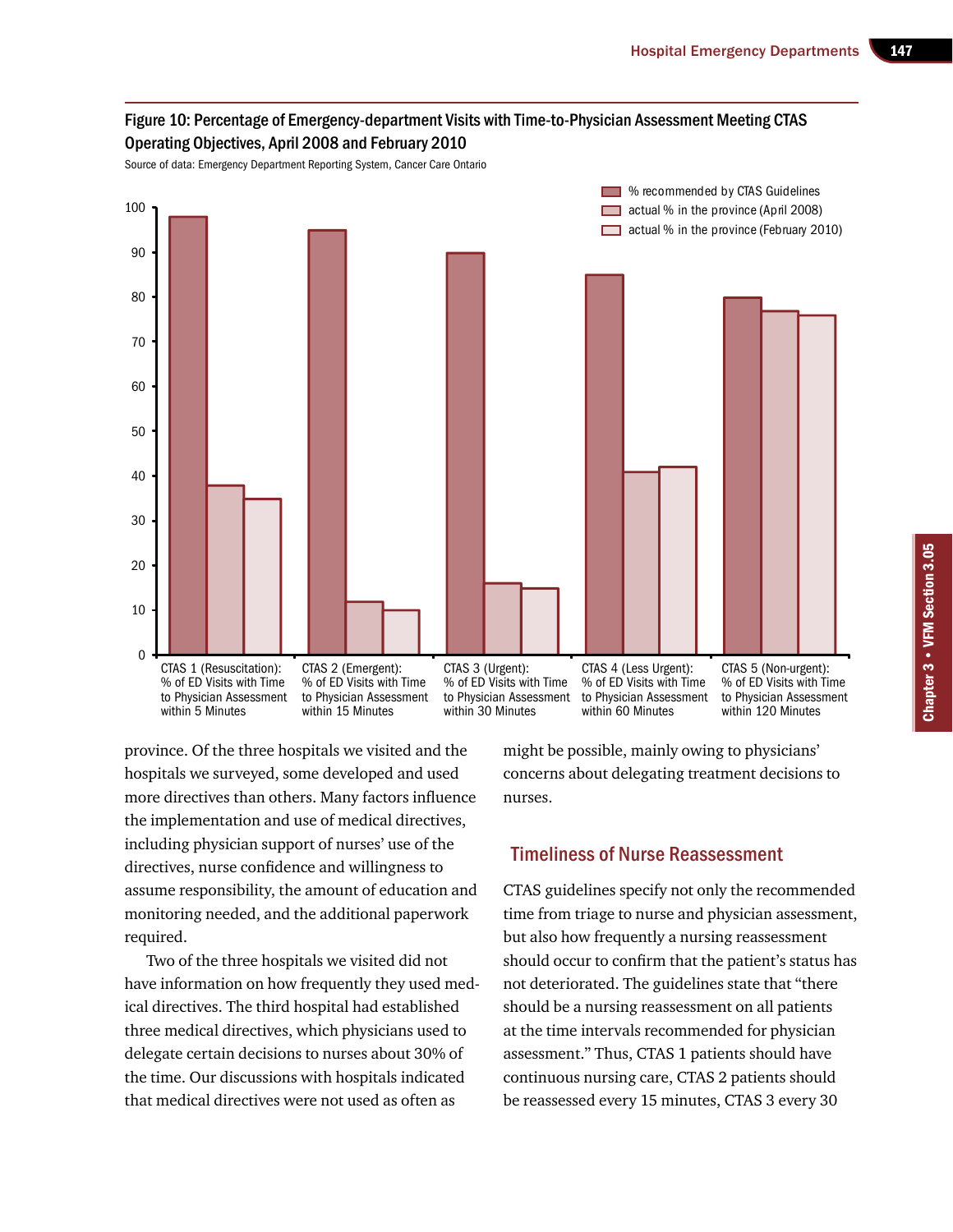## Figure 10: Percentage of Emergency-department Visits with Time-to-Physician Assessment Meeting CTAS Operating Objectives, April 2008 and February 2010

Source of data: Emergency Department Reporting System, Cancer Care Ontario

| | % recommended by CTAS Guidelines | actual % in the province (April 2008) | actual % in the province (February 2010) |
|---|---|---|---|
| CTAS 1 (Resuscitation): % of ED Visits with Time to Physician Assessment within 5 Minutes | 98 | 38 | 35 |
| CTAS 2 (Emergent): % of ED Visits with Time to Physician Assessment within 15 Minutes | 95 | 12 | 10 |
| CTAS 3 (Urgent): % of ED Visits with Time to Physician Assessment within 30 Minutes | 90 | 16 | 15 |
| CTAS 4 (Less Urgent): % of ED Visits with Time to Physician Assessment within 60 Minutes | 85 | 41 | 42 |
| CTAS 5 (Non-urgent): % of ED Visits with Time to Physician Assessment within 120 Minutes | 80 | 77 | 76 |

province. Of the three hospitals we visited and the hospitals we surveyed, some developed and used more directives than others. Many factors influence the implementation and use of medical directives, including physician support of nurses' use of the directives, nurse confidence and willingness to assume responsibility, the amount of education and monitoring needed, and the additional paperwork required.

Two of the three hospitals we visited did not have information on how frequently they used medical directives. The third hospital had established three medical directives, which physicians used to delegate certain decisions to nurses about 30% of the time. Our discussions with hospitals indicated that medical directives were not used as often as might be possible, mainly owing to physicians' concerns about delegating treatment decisions to nurses.

## Timeliness of Nurse Reassessment

CTAS guidelines specify not only the recommended time from triage to nurse and physician assessment, but also how frequently a nursing reassessment should occur to confirm that the patient's status has not deteriorated. The guidelines state that "there should be a nursing reassessment on all patients at the time intervals recommended for physician assessment." Thus, CTAS 1 patients should have continuous nursing care, CTAS 2 patients should be reassessed every 15 minutes, CTAS 3 every 30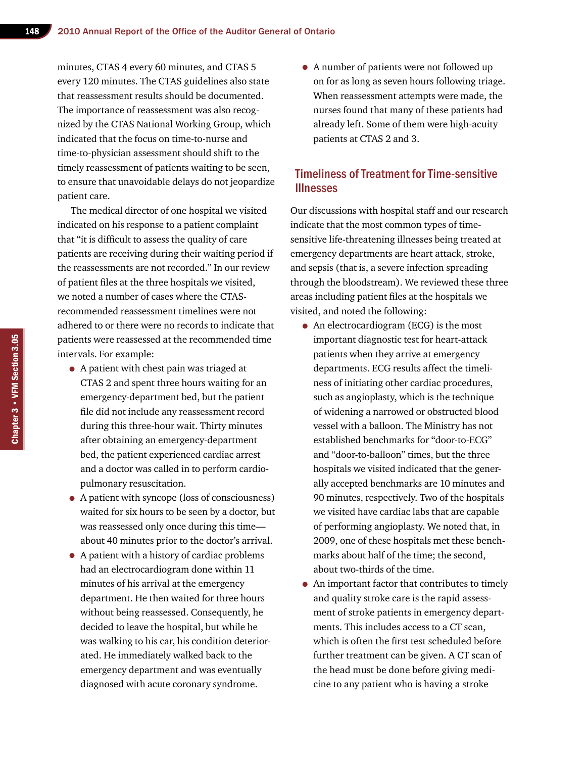minutes, CTAS 4 every 60 minutes, and CTAS 5 every 120 minutes. The CTAS guidelines also state that reassessment results should be documented. The importance of reassessment was also recognized by the CTAS National Working Group, which indicated that the focus on time-to-nurse and time-to-physician assessment should shift to the timely reassessment of patients waiting to be seen, to ensure that unavoidable delays do not jeopardize patient care.

The medical director of one hospital we visited indicated on his response to a patient complaint that "it is difficult to assess the quality of care patients are receiving during their waiting period if the reassessments are not recorded." In our review of patient files at the three hospitals we visited, we noted a number of cases where the CTAS-recommended reassessment timelines were not adhered to or there were no records to indicate that patients were reassessed at the recommended time intervals. For example:

- A patient with chest pain was triaged at CTAS 2 and spent three hours waiting for an emergency-department bed, but the patient file did not include any reassessment record during this three-hour wait. Thirty minutes after obtaining an emergency-department bed, the patient experienced cardiac arrest and a doctor was called in to perform cardio-pulmonary resuscitation.
- A patient with syncope (loss of consciousness) waited for six hours to be seen by a doctor, but was reassessed only once during this time—about 40 minutes prior to the doctor's arrival.
- A patient with a history of cardiac problems had an electrocardiogram done within 11 minutes of his arrival at the emergency department. He then waited for three hours without being reassessed. Consequently, he decided to leave the hospital, but while he was walking to his car, his condition deteriorated. He immediately walked back to the emergency department and was eventually diagnosed with acute coronary syndrome.
- A number of patients were not followed up on for as long as seven hours following triage. When reassessment attempts were made, the nurses found that many of these patients had already left. Some of them were high-acuity patients at CTAS 2 and 3.

## Timeliness of Treatment for Time-sensitive Illnesses

Our discussions with hospital staff and our research indicate that the most common types of time-sensitive life-threatening illnesses being treated at emergency departments are heart attack, stroke, and sepsis (that is, a severe infection spreading through the bloodstream). We reviewed these three areas including patient files at the hospitals we visited, and noted the following:

- An electrocardiogram (ECG) is the most important diagnostic test for heart-attack patients when they arrive at emergency departments. ECG results affect the timeliness of initiating other cardiac procedures, such as angioplasty, which is the technique of widening a narrowed or obstructed blood vessel with a balloon. The Ministry has not established benchmarks for "door-to-ECG" and "door-to-balloon" times, but the three hospitals we visited indicated that the generally accepted benchmarks are 10 minutes and 90 minutes, respectively. Two of the hospitals we visited have cardiac labs that are capable of performing angioplasty. We noted that, in 2009, one of these hospitals met these benchmarks about half of the time; the second, about two-thirds of the time.
- An important factor that contributes to timely and quality stroke care is the rapid assessment of stroke patients in emergency departments. This includes access to a CT scan, which is often the first test scheduled before further treatment can be given. A CT scan of the head must be done before giving medicine to any patient who is having a stroke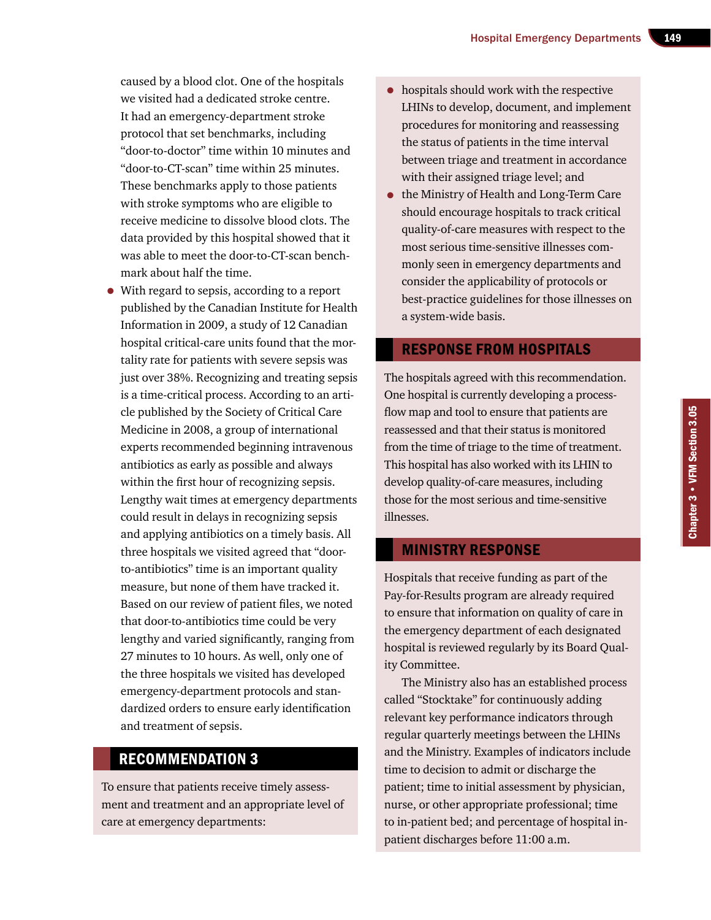caused by a blood clot. One of the hospitals we visited had a dedicated stroke centre. It had an emergency-department stroke protocol that set benchmarks, including "door-to-doctor" time within 10 minutes and "door-to-CT-scan" time within 25 minutes. These benchmarks apply to those patients with stroke symptoms who are eligible to receive medicine to dissolve blood clots. The data provided by this hospital showed that it was able to meet the door-to-CT-scan benchmark about half the time.

- With regard to sepsis, according to a report published by the Canadian Institute for Health Information in 2009, a study of 12 Canadian hospital critical-care units found that the mortality rate for patients with severe sepsis was just over 38%. Recognizing and treating sepsis is a time-critical process. According to an article published by the Society of Critical Care Medicine in 2008, a group of international experts recommended beginning intravenous antibiotics as early as possible and always within the first hour of recognizing sepsis. Lengthy wait times at emergency departments could result in delays in recognizing sepsis and applying antibiotics on a timely basis. All three hospitals we visited agreed that "door-to-antibiotics" time is an important quality measure, but none of them have tracked it. Based on our review of patient files, we noted that door-to-antibiotics time could be very lengthy and varied significantly, ranging from 27 minutes to 10 hours. As well, only one of the three hospitals we visited has developed emergency-department protocols and standardized orders to ensure early identification and treatment of sepsis.

## RECOMMENDATION 3

To ensure that patients receive timely assessment and treatment and an appropriate level of care at emergency departments:

- hospitals should work with the respective LHINs to develop, document, and implement procedures for monitoring and reassessing the status of patients in the time interval between triage and treatment in accordance with their assigned triage level; and
- the Ministry of Health and Long-Term Care should encourage hospitals to track critical quality-of-care measures with respect to the most serious time-sensitive illnesses commonly seen in emergency departments and consider the applicability of protocols or best-practice guidelines for those illnesses on a system-wide basis.

### RESPONSE FROM HOSPITALS

The hospitals agreed with this recommendation. One hospital is currently developing a process-flow map and tool to ensure that patients are reassessed and that their status is monitored from the time of triage to the time of treatment. This hospital has also worked with its LHIN to develop quality-of-care measures, including those for the most serious and time-sensitive illnesses.

### MINISTRY RESPONSE

Hospitals that receive funding as part of the Pay-for-Results program are already required to ensure that information on quality of care in the emergency department of each designated hospital is reviewed regularly by its Board Quality Committee.

The Ministry also has an established process called "Stocktake" for continuously adding relevant key performance indicators through regular quarterly meetings between the LHINs and the Ministry. Examples of indicators include time to decision to admit or discharge the patient; time to initial assessment by physician, nurse, or other appropriate professional; time to in-patient bed; and percentage of hospital in-patient discharges before 11:00 a.m.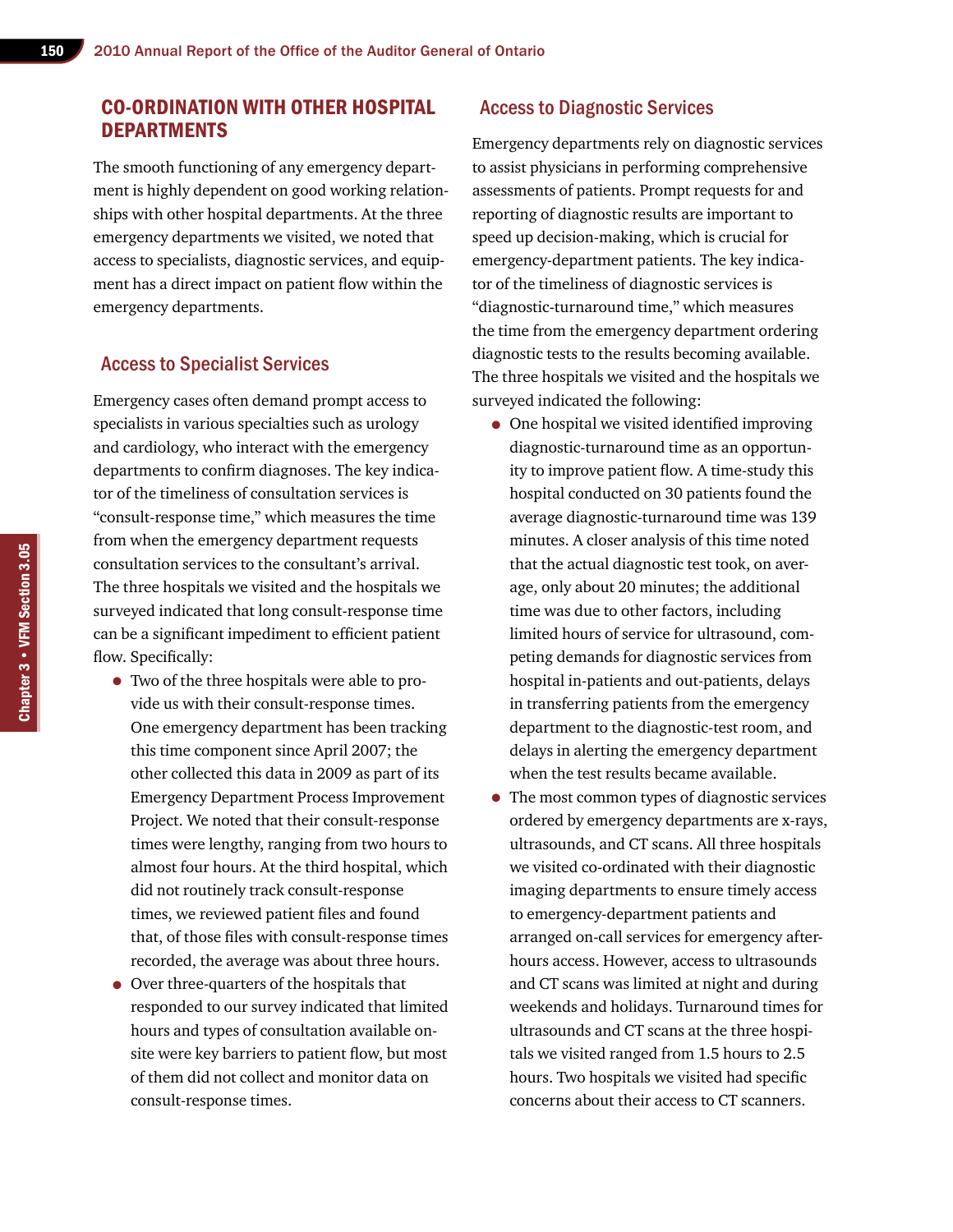## CO-ORDINATION WITH OTHER HOSPITAL DEPARTMENTS

The smooth functioning of any emergency department is highly dependent on good working relationships with other hospital departments. At the three emergency departments we visited, we noted that access to specialists, diagnostic services, and equipment has a direct impact on patient flow within the emergency departments.

### Access to Specialist Services

Emergency cases often demand prompt access to specialists in various specialties such as urology and cardiology, who interact with the emergency departments to confirm diagnoses. The key indicator of the timeliness of consultation services is "consult-response time," which measures the time from when the emergency department requests consultation services to the consultant's arrival. The three hospitals we visited and the hospitals we surveyed indicated that long consult-response time can be a significant impediment to efficient patient flow. Specifically:

- Two of the three hospitals were able to provide us with their consult-response times. One emergency department has been tracking this time component since April 2007; the other collected this data in 2009 as part of its Emergency Department Process Improvement Project. We noted that their consult-response times were lengthy, ranging from two hours to almost four hours. At the third hospital, which did not routinely track consult-response times, we reviewed patient files and found that, of those files with consult-response times recorded, the average was about three hours.
- Over three-quarters of the hospitals that responded to our survey indicated that limited hours and types of consultation available on-site were key barriers to patient flow, but most of them did not collect and monitor data on consult-response times.

### Access to Diagnostic Services

Emergency departments rely on diagnostic services to assist physicians in performing comprehensive assessments of patients. Prompt requests for and reporting of diagnostic results are important to speed up decision-making, which is crucial for emergency-department patients. The key indicator of the timeliness of diagnostic services is "diagnostic-turnaround time," which measures the time from the emergency department ordering diagnostic tests to the results becoming available. The three hospitals we visited and the hospitals we surveyed indicated the following:

- One hospital we visited identified improving diagnostic-turnaround time as an opportunity to improve patient flow. A time-study this hospital conducted on 30 patients found the average diagnostic-turnaround time was 139 minutes. A closer analysis of this time noted that the actual diagnostic test took, on average, only about 20 minutes; the additional time was due to other factors, including limited hours of service for ultrasound, competing demands for diagnostic services from hospital in-patients and out-patients, delays in transferring patients from the emergency department to the diagnostic-test room, and delays in alerting the emergency department when the test results became available.
- The most common types of diagnostic services ordered by emergency departments are x-rays, ultrasounds, and CT scans. All three hospitals we visited co-ordinated with their diagnostic imaging departments to ensure timely access to emergency-department patients and arranged on-call services for emergency after-hours access. However, access to ultrasounds and CT scans was limited at night and during weekends and holidays. Turnaround times for ultrasounds and CT scans at the three hospitals we visited ranged from 1.5 hours to 2.5 hours. Two hospitals we visited had specific concerns about their access to CT scanners.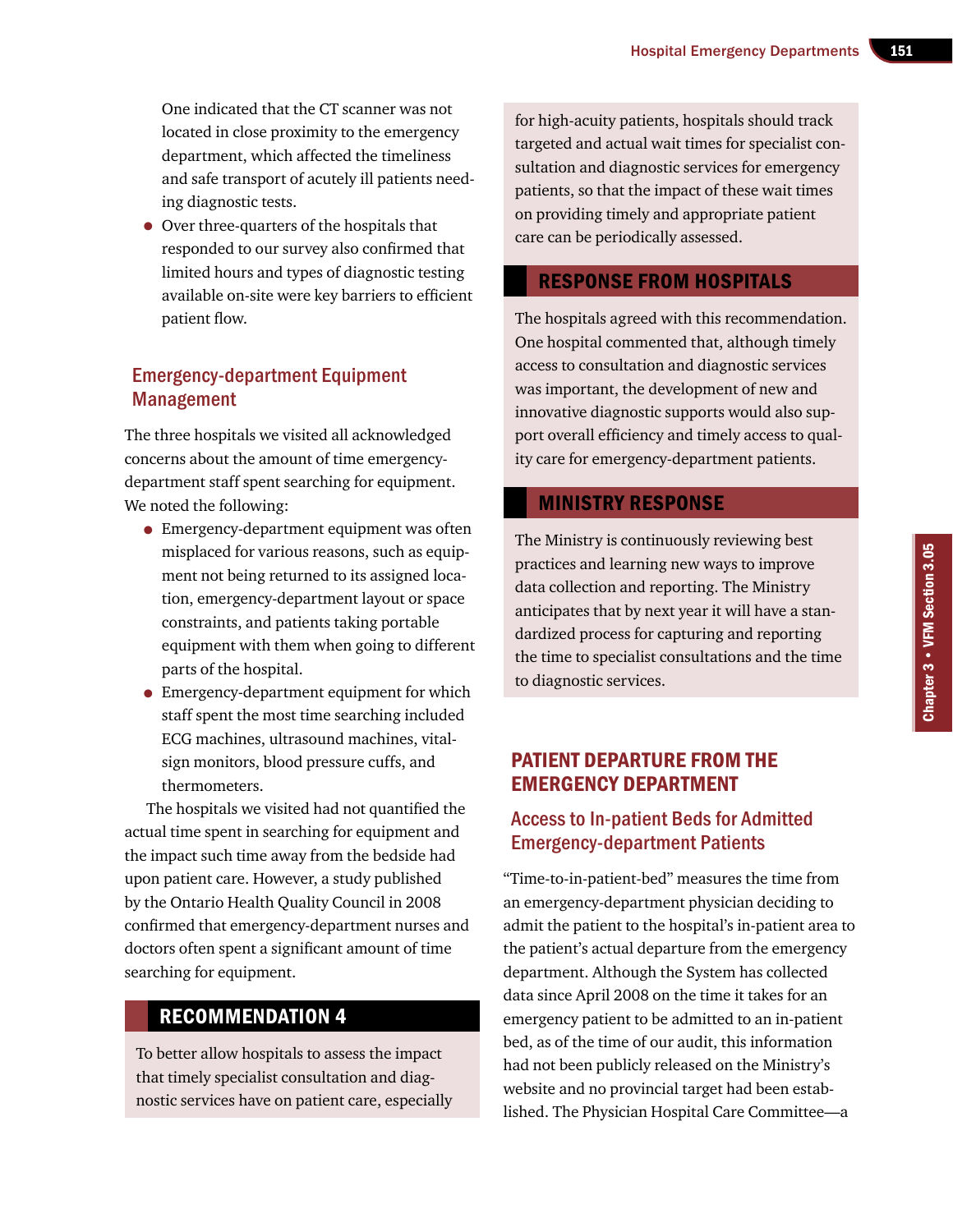One indicated that the CT scanner was not located in close proximity to the emergency department, which affected the timeliness and safe transport of acutely ill patients needing diagnostic tests.

- Over three-quarters of the hospitals that responded to our survey also confirmed that limited hours and types of diagnostic testing available on-site were key barriers to efficient patient flow.

### Emergency-department Equipment Management

The three hospitals we visited all acknowledged concerns about the amount of time emergency-department staff spent searching for equipment. We noted the following:

- Emergency-department equipment was often misplaced for various reasons, such as equipment not being returned to its assigned location, emergency-department layout or space constraints, and patients taking portable equipment with them when going to different parts of the hospital.
- Emergency-department equipment for which staff spent the most time searching included ECG machines, ultrasound machines, vital-sign monitors, blood pressure cuffs, and thermometers.

The hospitals we visited had not quantified the actual time spent in searching for equipment and the impact such time away from the bedside had upon patient care. However, a study published by the Ontario Health Quality Council in 2008 confirmed that emergency-department nurses and doctors often spent a significant amount of time searching for equipment.

## RECOMMENDATION 4

To better allow hospitals to assess the impact that timely specialist consultation and diagnostic services have on patient care, especially for high-acuity patients, hospitals should track targeted and actual wait times for specialist consultation and diagnostic services for emergency patients, so that the impact of these wait times on providing timely and appropriate patient care can be periodically assessed.

## RESPONSE FROM HOSPITALS

The hospitals agreed with this recommendation. One hospital commented that, although timely access to consultation and diagnostic services was important, the development of new and innovative diagnostic supports would also support overall efficiency and timely access to quality care for emergency-department patients.

## MINISTRY RESPONSE

The Ministry is continuously reviewing best practices and learning new ways to improve data collection and reporting. The Ministry anticipates that by next year it will have a standardized process for capturing and reporting the time to specialist consultations and the time to diagnostic services.

## PATIENT DEPARTURE FROM THE EMERGENCY DEPARTMENT

### Access to In-patient Beds for Admitted Emergency-department Patients

"Time-to-in-patient-bed" measures the time from an emergency-department physician deciding to admit the patient to the hospital's in-patient area to the patient's actual departure from the emergency department. Although the System has collected data since April 2008 on the time it takes for an emergency patient to be admitted to an in-patient bed, as of the time of our audit, this information had not been publicly released on the Ministry's website and no provincial target had been established. The Physician Hospital Care Committee—a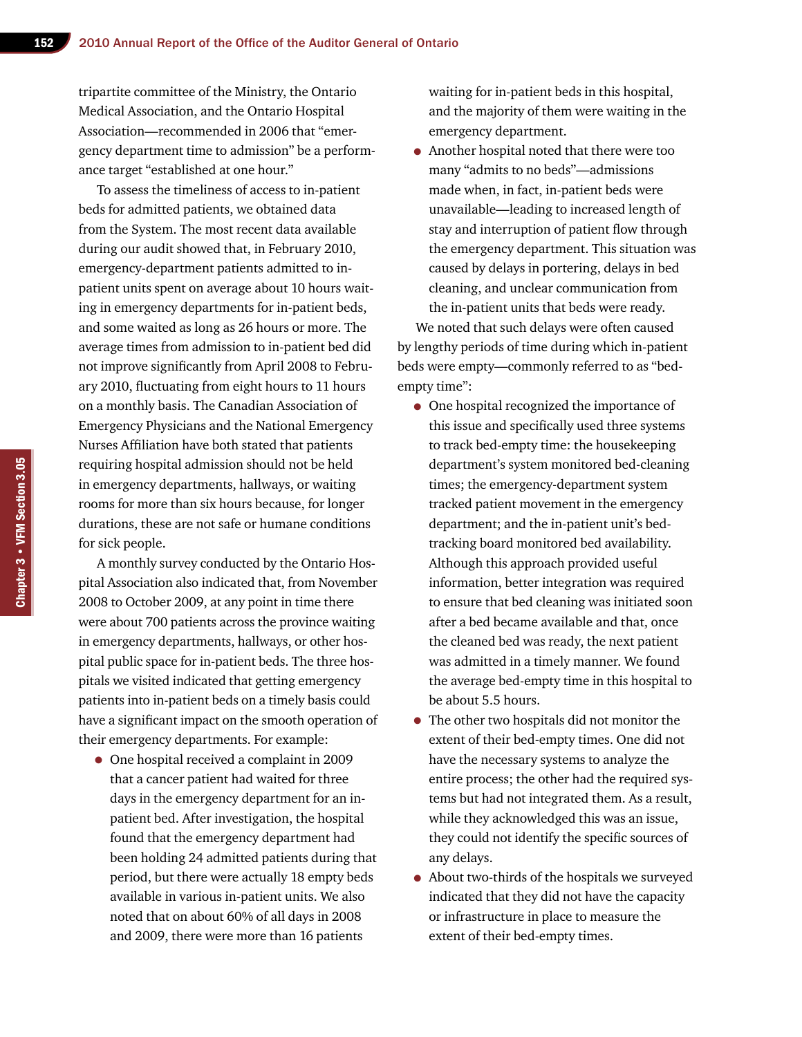tripartite committee of the Ministry, the Ontario Medical Association, and the Ontario Hospital Association—recommended in 2006 that "emergency department time to admission" be a performance target "established at one hour."

To assess the timeliness of access to in-patient beds for admitted patients, we obtained data from the System. The most recent data available during our audit showed that, in February 2010, emergency-department patients admitted to in-patient units spent on average about 10 hours waiting in emergency departments for in-patient beds, and some waited as long as 26 hours or more. The average times from admission to in-patient bed did not improve significantly from April 2008 to February 2010, fluctuating from eight hours to 11 hours on a monthly basis. The Canadian Association of Emergency Physicians and the National Emergency Nurses Affiliation have both stated that patients requiring hospital admission should not be held in emergency departments, hallways, or waiting rooms for more than six hours because, for longer durations, these are not safe or humane conditions for sick people.

A monthly survey conducted by the Ontario Hospital Association also indicated that, from November 2008 to October 2009, at any point in time there were about 700 patients across the province waiting in emergency departments, hallways, or other hospital public space for in-patient beds. The three hospitals we visited indicated that getting emergency patients into in-patient beds on a timely basis could have a significant impact on the smooth operation of their emergency departments. For example:

- One hospital received a complaint in 2009 that a cancer patient had waited for three days in the emergency department for an in-patient bed. After investigation, the hospital found that the emergency department had been holding 24 admitted patients during that period, but there were actually 18 empty beds available in various in-patient units. We also noted that on about 60% of all days in 2008 and 2009, there were more than 16 patients waiting for in-patient beds in this hospital, and the majority of them were waiting in the emergency department.
- Another hospital noted that there were too many "admits to no beds"—admissions made when, in fact, in-patient beds were unavailable—leading to increased length of stay and interruption of patient flow through the emergency department. This situation was caused by delays in portering, delays in bed cleaning, and unclear communication from the in-patient units that beds were ready.

We noted that such delays were often caused by lengthy periods of time during which in-patient beds were empty—commonly referred to as "bed-empty time":

- One hospital recognized the importance of this issue and specifically used three systems to track bed-empty time: the housekeeping department's system monitored bed-cleaning times; the emergency-department system tracked patient movement in the emergency department; and the in-patient unit's bed-tracking board monitored bed availability. Although this approach provided useful information, better integration was required to ensure that bed cleaning was initiated soon after a bed became available and that, once the cleaned bed was ready, the next patient was admitted in a timely manner. We found the average bed-empty time in this hospital to be about 5.5 hours.
- The other two hospitals did not monitor the extent of their bed-empty times. One did not have the necessary systems to analyze the entire process; the other had the required systems but had not integrated them. As a result, while they acknowledged this was an issue, they could not identify the specific sources of any delays.
- About two-thirds of the hospitals we surveyed indicated that they did not have the capacity or infrastructure in place to measure the extent of their bed-empty times.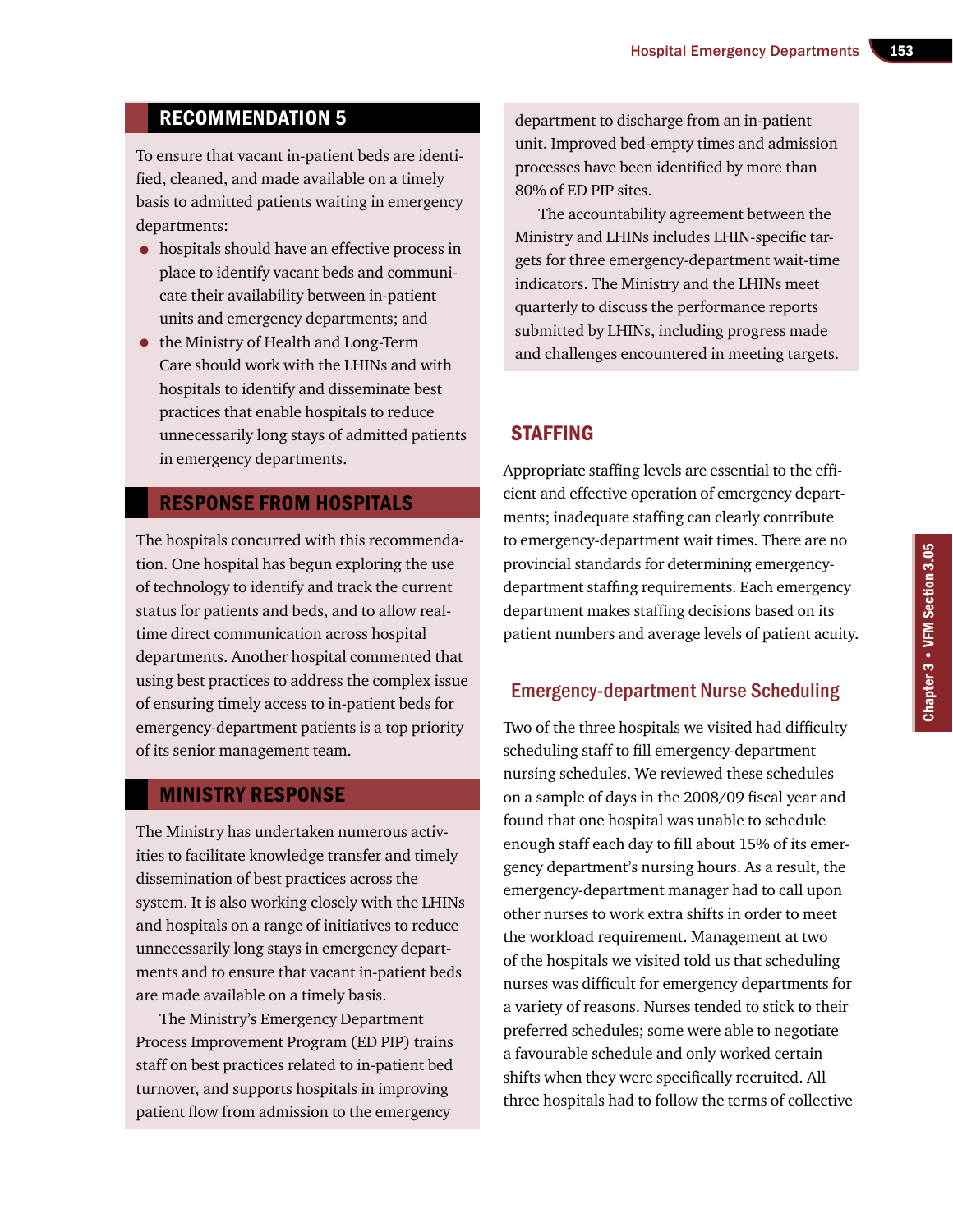## RECOMMENDATION 5

To ensure that vacant in-patient beds are identified, cleaned, and made available on a timely basis to admitted patients waiting in emergency departments:

- hospitals should have an effective process in place to identify vacant beds and communicate their availability between in-patient units and emergency departments; and
- the Ministry of Health and Long-Term Care should work with the LHINs and with hospitals to identify and disseminate best practices that enable hospitals to reduce unnecessarily long stays of admitted patients in emergency departments.

## RESPONSE FROM HOSPITALS

The hospitals concurred with this recommendation. One hospital has begun exploring the use of technology to identify and track the current status for patients and beds, and to allow real-time direct communication across hospital departments. Another hospital commented that using best practices to address the complex issue of ensuring timely access to in-patient beds for emergency-department patients is a top priority of its senior management team.

## MINISTRY RESPONSE

The Ministry has undertaken numerous activities to facilitate knowledge transfer and timely dissemination of best practices across the system. It is also working closely with the LHINs and hospitals on a range of initiatives to reduce unnecessarily long stays in emergency departments and to ensure that vacant in-patient beds are made available on a timely basis.

The Ministry's Emergency Department Process Improvement Program (ED PIP) trains staff on best practices related to in-patient bed turnover, and supports hospitals in improving patient flow from admission to the emergency department to discharge from an in-patient unit. Improved bed-empty times and admission processes have been identified by more than 80% of ED PIP sites.

The accountability agreement between the Ministry and LHINs includes LHIN-specific targets for three emergency-department wait-time indicators. The Ministry and the LHINs meet quarterly to discuss the performance reports submitted by LHINs, including progress made and challenges encountered in meeting targets.

## STAFFING

Appropriate staffing levels are essential to the efficient and effective operation of emergency departments; inadequate staffing can clearly contribute to emergency-department wait times. There are no provincial standards for determining emergency-department staffing requirements. Each emergency department makes staffing decisions based on its patient numbers and average levels of patient acuity.

### Emergency-department Nurse Scheduling

Two of the three hospitals we visited had difficulty scheduling staff to fill emergency-department nursing schedules. We reviewed these schedules on a sample of days in the 2008/09 fiscal year and found that one hospital was unable to schedule enough staff each day to fill about 15% of its emergency department's nursing hours. As a result, the emergency-department manager had to call upon other nurses to work extra shifts in order to meet the workload requirement. Management at two of the hospitals we visited told us that scheduling nurses was difficult for emergency departments for a variety of reasons. Nurses tended to stick to their preferred schedules; some were able to negotiate a favourable schedule and only worked certain shifts when they were specifically recruited. All three hospitals had to follow the terms of collective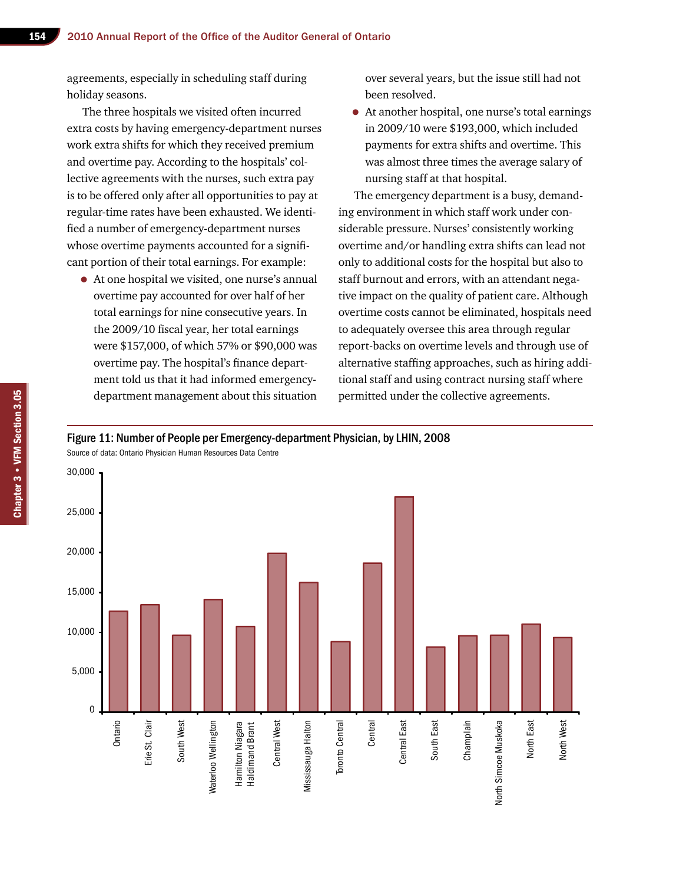agreements, especially in scheduling staff during holiday seasons.

The three hospitals we visited often incurred extra costs by having emergency-department nurses work extra shifts for which they received premium and overtime pay. According to the hospitals' collective agreements with the nurses, such extra pay is to be offered only after all opportunities to pay at regular-time rates have been exhausted. We identified a number of emergency-department nurses whose overtime payments accounted for a significant portion of their total earnings. For example:

- At one hospital we visited, one nurse's annual overtime pay accounted for over half of her total earnings for nine consecutive years. In the 2009/10 fiscal year, her total earnings were $157,000, of which 57% or $90,000 was overtime pay. The hospital's finance department told us that it had informed emergency-department management about this situation over several years, but the issue still had not been resolved.
- At another hospital, one nurse's total earnings in 2009/10 were $193,000, which included payments for extra shifts and overtime. This was almost three times the average salary of nursing staff at that hospital.

The emergency department is a busy, demanding environment in which staff work under considerable pressure. Nurses' consistently working overtime and/or handling extra shifts can lead not only to additional costs for the hospital but also to staff burnout and errors, with an attendant negative impact on the quality of patient care. Although overtime costs cannot be eliminated, hospitals need to adequately oversee this area through regular report-backs on overtime levels and through use of alternative staffing approaches, such as hiring additional staff and using contract nursing staff where permitted under the collective agreements.

**Figure 11: Number of People per Emergency-department Physician, by LHIN, 2008**

Source of data: Ontario Physician Human Resources Data Centre

| LHIN | Number of People per Emergency-department Physician (approx.) |
|---|---|
| Ontario | 12,700 |
| Erie St. Clair | 13,500 |
| South West | 9,700 |
| Waterloo Wellington | 14,100 |
| Hamilton Niagara Haldimand Brant | 10,800 |
| Central West | 20,000 |
| Mississauga Halton | 16,300 |
| Toronto Central | 8,900 |
| Central | 18,700 |
| Central East | 27,000 |
| South East | 8,200 |
| Champlain | 9,600 |
| North Simcoe Muskoka | 9,700 |
| North East | 11,100 |
| North West | 9,400 |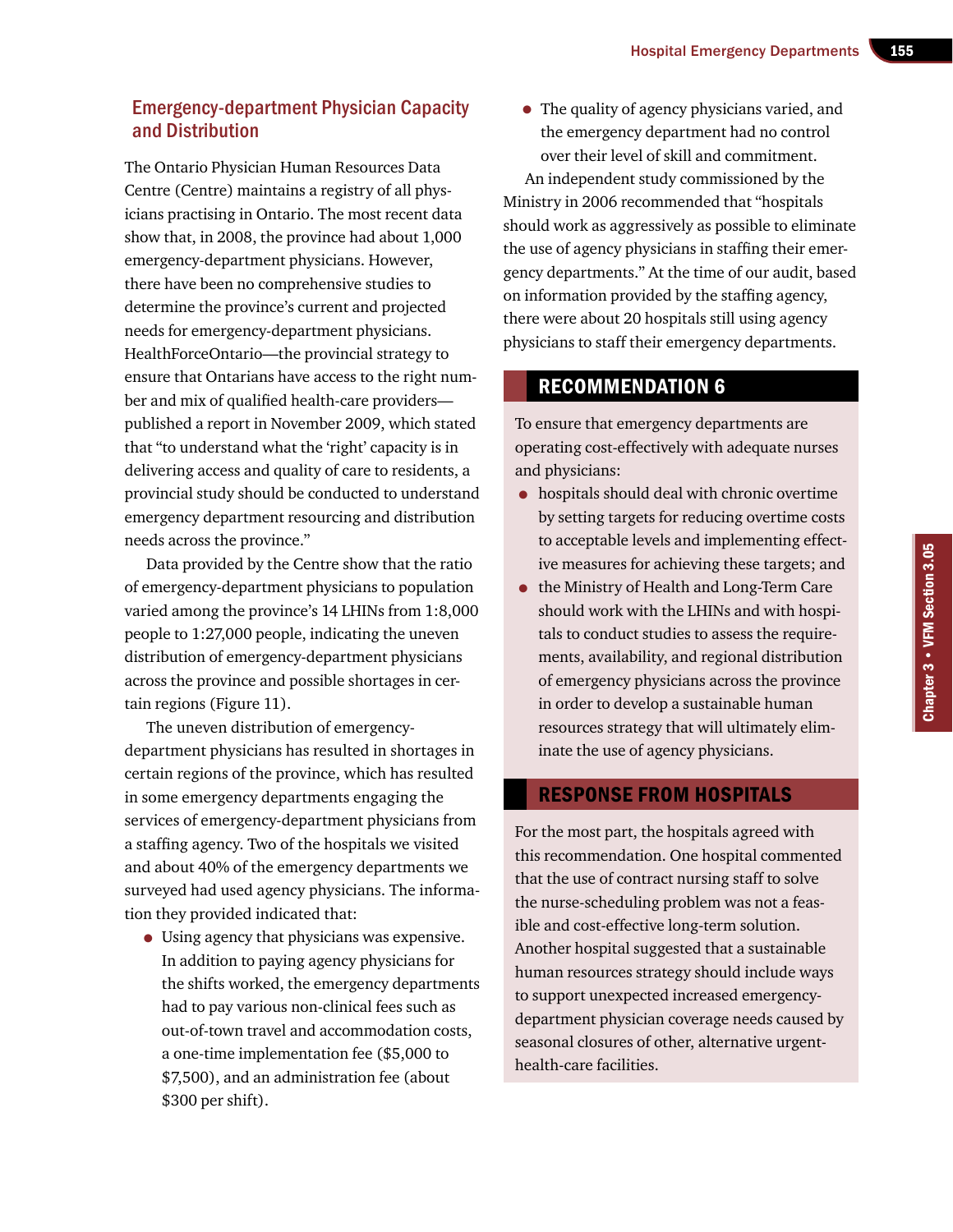## Emergency-department Physician Capacity and Distribution

The Ontario Physician Human Resources Data Centre (Centre) maintains a registry of all physicians practising in Ontario. The most recent data show that, in 2008, the province had about 1,000 emergency-department physicians. However, there have been no comprehensive studies to determine the province's current and projected needs for emergency-department physicians. HealthForceOntario—the provincial strategy to ensure that Ontarians have access to the right number and mix of qualified health-care providers—published a report in November 2009, which stated that "to understand what the 'right' capacity is in delivering access and quality of care to residents, a provincial study should be conducted to understand emergency department resourcing and distribution needs across the province."

Data provided by the Centre show that the ratio of emergency-department physicians to population varied among the province's 14 LHINs from 1:8,000 people to 1:27,000 people, indicating the uneven distribution of emergency-department physicians across the province and possible shortages in certain regions (Figure 11).

The uneven distribution of emergency-department physicians has resulted in shortages in certain regions of the province, which has resulted in some emergency departments engaging the services of emergency-department physicians from a staffing agency. Two of the hospitals we visited and about 40% of the emergency departments we surveyed had used agency physicians. The information they provided indicated that:

- Using agency that physicians was expensive. In addition to paying agency physicians for the shifts worked, the emergency departments had to pay various non-clinical fees such as out-of-town travel and accommodation costs, a one-time implementation fee ($5,000 to $7,500), and an administration fee (about $300 per shift).
- The quality of agency physicians varied, and the emergency department had no control over their level of skill and commitment.

An independent study commissioned by the Ministry in 2006 recommended that "hospitals should work as aggressively as possible to eliminate the use of agency physicians in staffing their emergency departments." At the time of our audit, based on information provided by the staffing agency, there were about 20 hospitals still using agency physicians to staff their emergency departments.

### RECOMMENDATION 6

To ensure that emergency departments are operating cost-effectively with adequate nurses and physicians:

- hospitals should deal with chronic overtime by setting targets for reducing overtime costs to acceptable levels and implementing effective measures for achieving these targets; and
- the Ministry of Health and Long-Term Care should work with the LHINs and with hospitals to conduct studies to assess the requirements, availability, and regional distribution of emergency physicians across the province in order to develop a sustainable human resources strategy that will ultimately eliminate the use of agency physicians.

### RESPONSE FROM HOSPITALS

For the most part, the hospitals agreed with this recommendation. One hospital commented that the use of contract nursing staff to solve the nurse-scheduling problem was not a feasible and cost-effective long-term solution. Another hospital suggested that a sustainable human resources strategy should include ways to support unexpected increased emergency-department physician coverage needs caused by seasonal closures of other, alternative urgent-health-care facilities.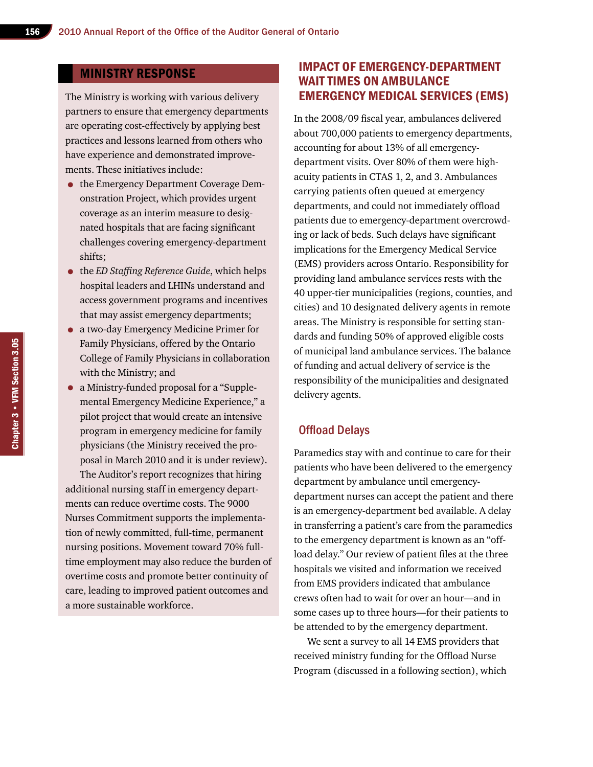## MINISTRY RESPONSE

The Ministry is working with various delivery partners to ensure that emergency departments are operating cost-effectively by applying best practices and lessons learned from others who have experience and demonstrated improvements. These initiatives include:

- the Emergency Department Coverage Demonstration Project, which provides urgent coverage as an interim measure to designated hospitals that are facing significant challenges covering emergency-department shifts;
- the *ED Staffing Reference Guide*, which helps hospital leaders and LHINs understand and access government programs and incentives that may assist emergency departments;
- a two-day Emergency Medicine Primer for Family Physicians, offered by the Ontario College of Family Physicians in collaboration with the Ministry; and
- a Ministry-funded proposal for a "Supplemental Emergency Medicine Experience," a pilot project that would create an intensive program in emergency medicine for family physicians (the Ministry received the proposal in March 2010 and it is under review).

The Auditor's report recognizes that hiring additional nursing staff in emergency departments can reduce overtime costs. The 9000 Nurses Commitment supports the implementation of newly committed, full-time, permanent nursing positions. Movement toward 70% full-time employment may also reduce the burden of overtime costs and promote better continuity of care, leading to improved patient outcomes and a more sustainable workforce.

## IMPACT OF EMERGENCY-DEPARTMENT WAIT TIMES ON AMBULANCE EMERGENCY MEDICAL SERVICES (EMS)

In the 2008/09 fiscal year, ambulances delivered about 700,000 patients to emergency departments, accounting for about 13% of all emergency-department visits. Over 80% of them were high-acuity patients in CTAS 1, 2, and 3. Ambulances carrying patients often queued at emergency departments, and could not immediately offload patients due to emergency-department overcrowding or lack of beds. Such delays have significant implications for the Emergency Medical Service (EMS) providers across Ontario. Responsibility for providing land ambulance services rests with the 40 upper-tier municipalities (regions, counties, and cities) and 10 designated delivery agents in remote areas. The Ministry is responsible for setting standards and funding 50% of approved eligible costs of municipal land ambulance services. The balance of funding and actual delivery of service is the responsibility of the municipalities and designated delivery agents.

### Offload Delays

Paramedics stay with and continue to care for their patients who have been delivered to the emergency department by ambulance until emergency-department nurses can accept the patient and there is an emergency-department bed available. A delay in transferring a patient's care from the paramedics to the emergency department is known as an "offload delay." Our review of patient files at the three hospitals we visited and information we received from EMS providers indicated that ambulance crews often had to wait for over an hour—and in some cases up to three hours—for their patients to be attended to by the emergency department.

We sent a survey to all 14 EMS providers that received ministry funding for the Offload Nurse Program (discussed in a following section), which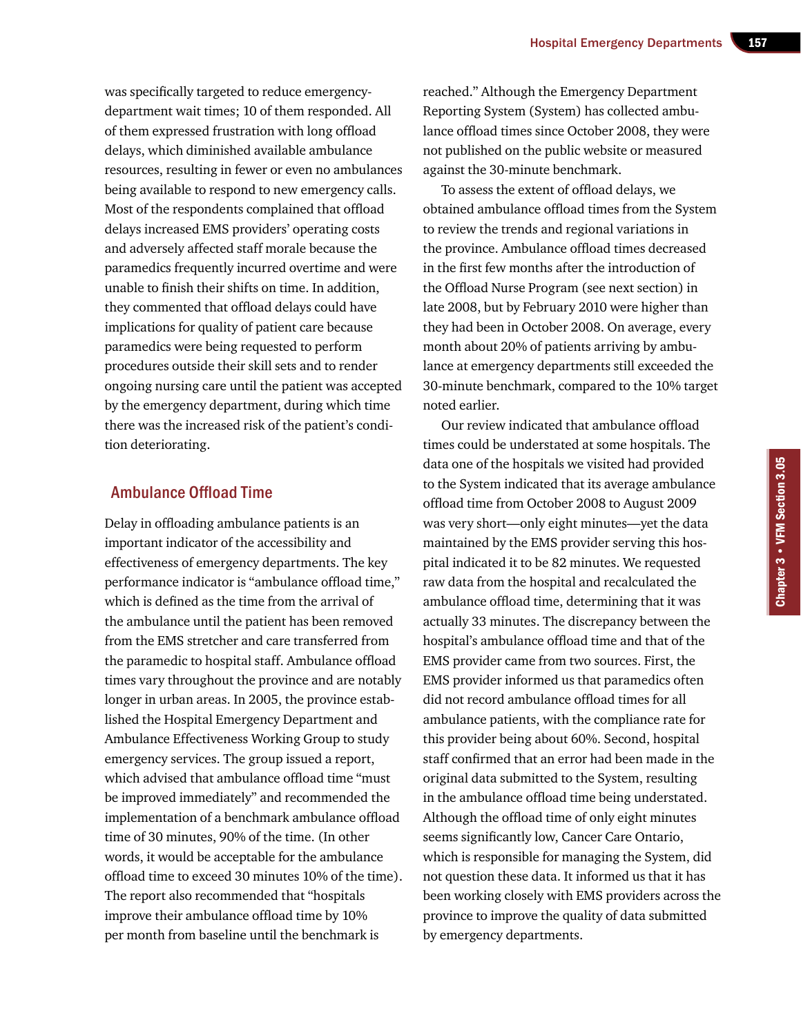was specifically targeted to reduce emergency-department wait times; 10 of them responded. All of them expressed frustration with long offload delays, which diminished available ambulance resources, resulting in fewer or even no ambulances being available to respond to new emergency calls. Most of the respondents complained that offload delays increased EMS providers' operating costs and adversely affected staff morale because the paramedics frequently incurred overtime and were unable to finish their shifts on time. In addition, they commented that offload delays could have implications for quality of patient care because paramedics were being requested to perform procedures outside their skill sets and to render ongoing nursing care until the patient was accepted by the emergency department, during which time there was the increased risk of the patient's condition deteriorating.

## Ambulance Offload Time

Delay in offloading ambulance patients is an important indicator of the accessibility and effectiveness of emergency departments. The key performance indicator is "ambulance offload time," which is defined as the time from the arrival of the ambulance until the patient has been removed from the EMS stretcher and care transferred from the paramedic to hospital staff. Ambulance offload times vary throughout the province and are notably longer in urban areas. In 2005, the province established the Hospital Emergency Department and Ambulance Effectiveness Working Group to study emergency services. The group issued a report, which advised that ambulance offload time "must be improved immediately" and recommended the implementation of a benchmark ambulance offload time of 30 minutes, 90% of the time. (In other words, it would be acceptable for the ambulance offload time to exceed 30 minutes 10% of the time). The report also recommended that "hospitals improve their ambulance offload time by 10% per month from baseline until the benchmark is reached." Although the Emergency Department Reporting System (System) has collected ambulance offload times since October 2008, they were not published on the public website or measured against the 30-minute benchmark.

To assess the extent of offload delays, we obtained ambulance offload times from the System to review the trends and regional variations in the province. Ambulance offload times decreased in the first few months after the introduction of the Offload Nurse Program (see next section) in late 2008, but by February 2010 were higher than they had been in October 2008. On average, every month about 20% of patients arriving by ambulance at emergency departments still exceeded the 30-minute benchmark, compared to the 10% target noted earlier.

Our review indicated that ambulance offload times could be understated at some hospitals. The data one of the hospitals we visited had provided to the System indicated that its average ambulance offload time from October 2008 to August 2009 was very short—only eight minutes—yet the data maintained by the EMS provider serving this hospital indicated it to be 82 minutes. We requested raw data from the hospital and recalculated the ambulance offload time, determining that it was actually 33 minutes. The discrepancy between the hospital's ambulance offload time and that of the EMS provider came from two sources. First, the EMS provider informed us that paramedics often did not record ambulance offload times for all ambulance patients, with the compliance rate for this provider being about 60%. Second, hospital staff confirmed that an error had been made in the original data submitted to the System, resulting in the ambulance offload time being understated. Although the offload time of only eight minutes seems significantly low, Cancer Care Ontario, which is responsible for managing the System, did not question these data. It informed us that it has been working closely with EMS providers across the province to improve the quality of data submitted by emergency departments.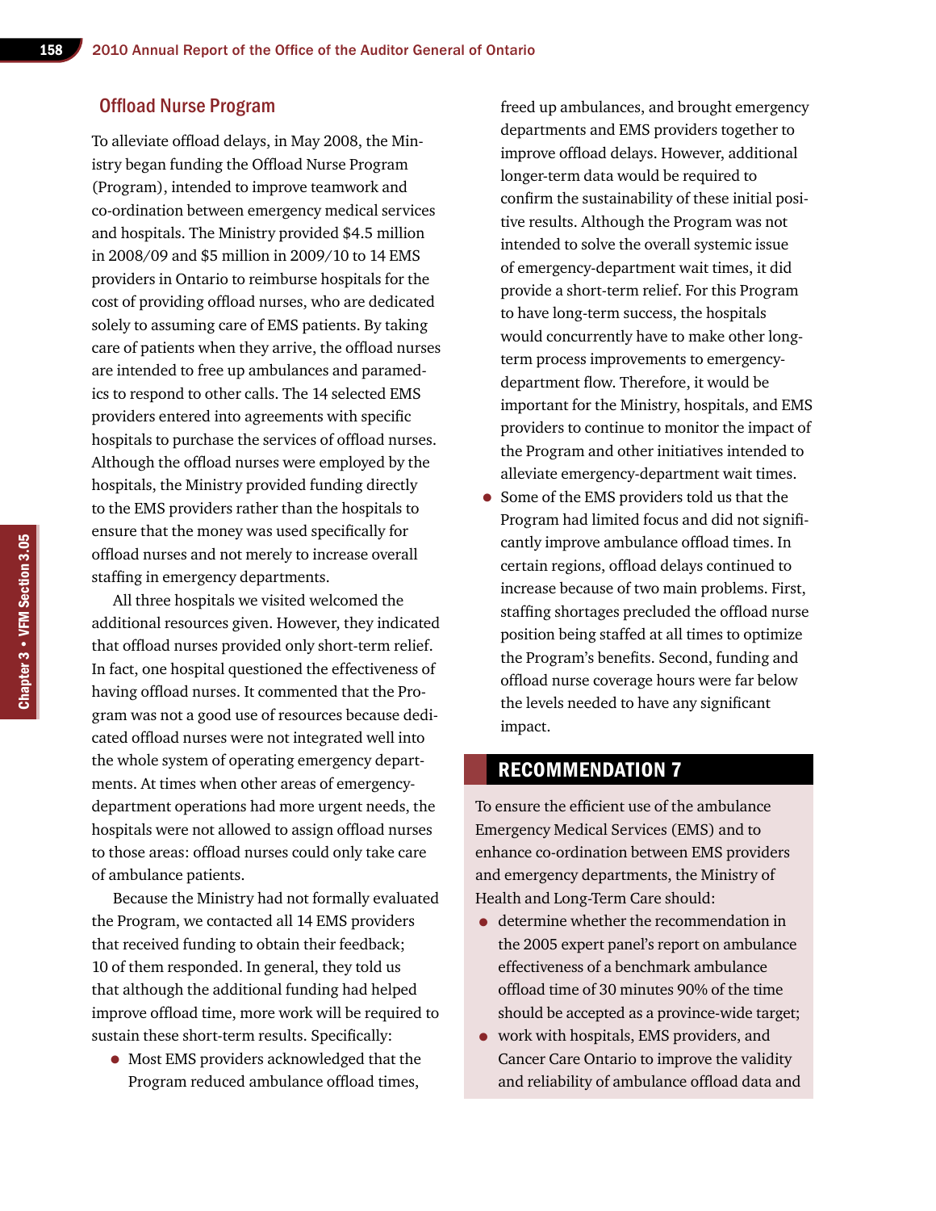## Offload Nurse Program

To alleviate offload delays, in May 2008, the Ministry began funding the Offload Nurse Program (Program), intended to improve teamwork and co-ordination between emergency medical services and hospitals. The Ministry provided $4.5 million in 2008/09 and $5 million in 2009/10 to 14 EMS providers in Ontario to reimburse hospitals for the cost of providing offload nurses, who are dedicated solely to assuming care of EMS patients. By taking care of patients when they arrive, the offload nurses are intended to free up ambulances and paramedics to respond to other calls. The 14 selected EMS providers entered into agreements with specific hospitals to purchase the services of offload nurses. Although the offload nurses were employed by the hospitals, the Ministry provided funding directly to the EMS providers rather than the hospitals to ensure that the money was used specifically for offload nurses and not merely to increase overall staffing in emergency departments.

All three hospitals we visited welcomed the additional resources given. However, they indicated that offload nurses provided only short-term relief. In fact, one hospital questioned the effectiveness of having offload nurses. It commented that the Program was not a good use of resources because dedicated offload nurses were not integrated well into the whole system of operating emergency departments. At times when other areas of emergency-department operations had more urgent needs, the hospitals were not allowed to assign offload nurses to those areas: offload nurses could only take care of ambulance patients.

Because the Ministry had not formally evaluated the Program, we contacted all 14 EMS providers that received funding to obtain their feedback; 10 of them responded. In general, they told us that although the additional funding had helped improve offload time, more work will be required to sustain these short-term results. Specifically:

- Most EMS providers acknowledged that the Program reduced ambulance offload times, freed up ambulances, and brought emergency departments and EMS providers together to improve offload delays. However, additional longer-term data would be required to confirm the sustainability of these initial positive results. Although the Program was not intended to solve the overall systemic issue of emergency-department wait times, it did provide a short-term relief. For this Program to have long-term success, the hospitals would concurrently have to make other long-term process improvements to emergency-department flow. Therefore, it would be important for the Ministry, hospitals, and EMS providers to continue to monitor the impact of the Program and other initiatives intended to alleviate emergency-department wait times.
- Some of the EMS providers told us that the Program had limited focus and did not significantly improve ambulance offload times. In certain regions, offload delays continued to increase because of two main problems. First, staffing shortages precluded the offload nurse position being staffed at all times to optimize the Program's benefits. Second, funding and offload nurse coverage hours were far below the levels needed to have any significant impact.

## RECOMMENDATION 7

To ensure the efficient use of the ambulance Emergency Medical Services (EMS) and to enhance co-ordination between EMS providers and emergency departments, the Ministry of Health and Long-Term Care should:

- determine whether the recommendation in the 2005 expert panel's report on ambulance effectiveness of a benchmark ambulance offload time of 30 minutes 90% of the time should be accepted as a province-wide target;
- work with hospitals, EMS providers, and Cancer Care Ontario to improve the validity and reliability of ambulance offload data and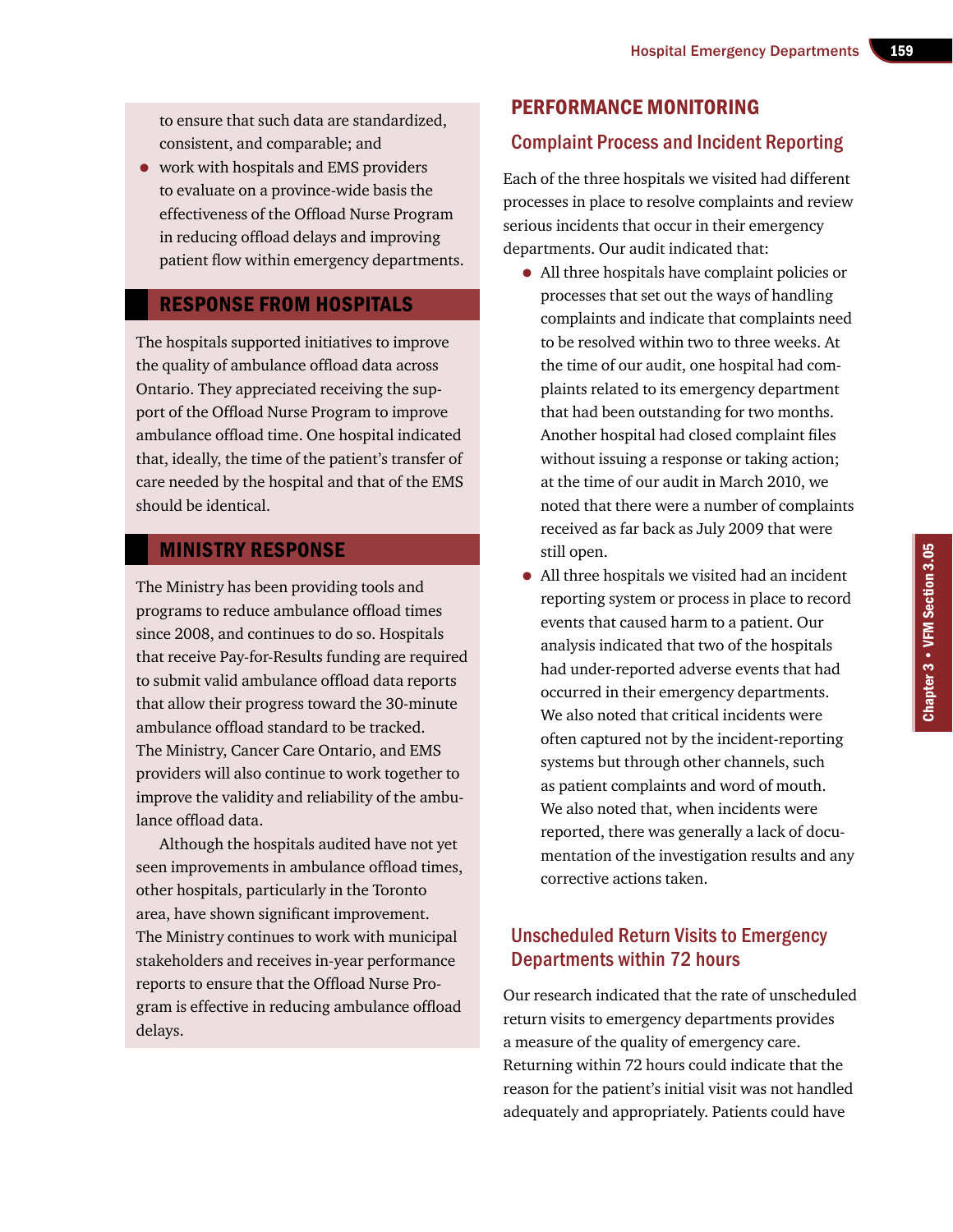to ensure that such data are standardized, consistent, and comparable; and

- work with hospitals and EMS providers to evaluate on a province-wide basis the effectiveness of the Offload Nurse Program in reducing offload delays and improving patient flow within emergency departments.

## RESPONSE FROM HOSPITALS

The hospitals supported initiatives to improve the quality of ambulance offload data across Ontario. They appreciated receiving the support of the Offload Nurse Program to improve ambulance offload time. One hospital indicated that, ideally, the time of the patient's transfer of care needed by the hospital and that of the EMS should be identical.

## MINISTRY RESPONSE

The Ministry has been providing tools and programs to reduce ambulance offload times since 2008, and continues to do so. Hospitals that receive Pay-for-Results funding are required to submit valid ambulance offload data reports that allow their progress toward the 30-minute ambulance offload standard to be tracked. The Ministry, Cancer Care Ontario, and EMS providers will also continue to work together to improve the validity and reliability of the ambulance offload data.

Although the hospitals audited have not yet seen improvements in ambulance offload times, other hospitals, particularly in the Toronto area, have shown significant improvement. The Ministry continues to work with municipal stakeholders and receives in-year performance reports to ensure that the Offload Nurse Program is effective in reducing ambulance offload delays.

# PERFORMANCE MONITORING

## Complaint Process and Incident Reporting

Each of the three hospitals we visited had different processes in place to resolve complaints and review serious incidents that occur in their emergency departments. Our audit indicated that:

- All three hospitals have complaint policies or processes that set out the ways of handling complaints and indicate that complaints need to be resolved within two to three weeks. At the time of our audit, one hospital had complaints related to its emergency department that had been outstanding for two months. Another hospital had closed complaint files without issuing a response or taking action; at the time of our audit in March 2010, we noted that there were a number of complaints received as far back as July 2009 that were still open.
- All three hospitals we visited had an incident reporting system or process in place to record events that caused harm to a patient. Our analysis indicated that two of the hospitals had under-reported adverse events that had occurred in their emergency departments. We also noted that critical incidents were often captured not by the incident-reporting systems but through other channels, such as patient complaints and word of mouth. We also noted that, when incidents were reported, there was generally a lack of documentation of the investigation results and any corrective actions taken.

## Unscheduled Return Visits to Emergency Departments within 72 hours

Our research indicated that the rate of unscheduled return visits to emergency departments provides a measure of the quality of emergency care. Returning within 72 hours could indicate that the reason for the patient's initial visit was not handled adequately and appropriately. Patients could have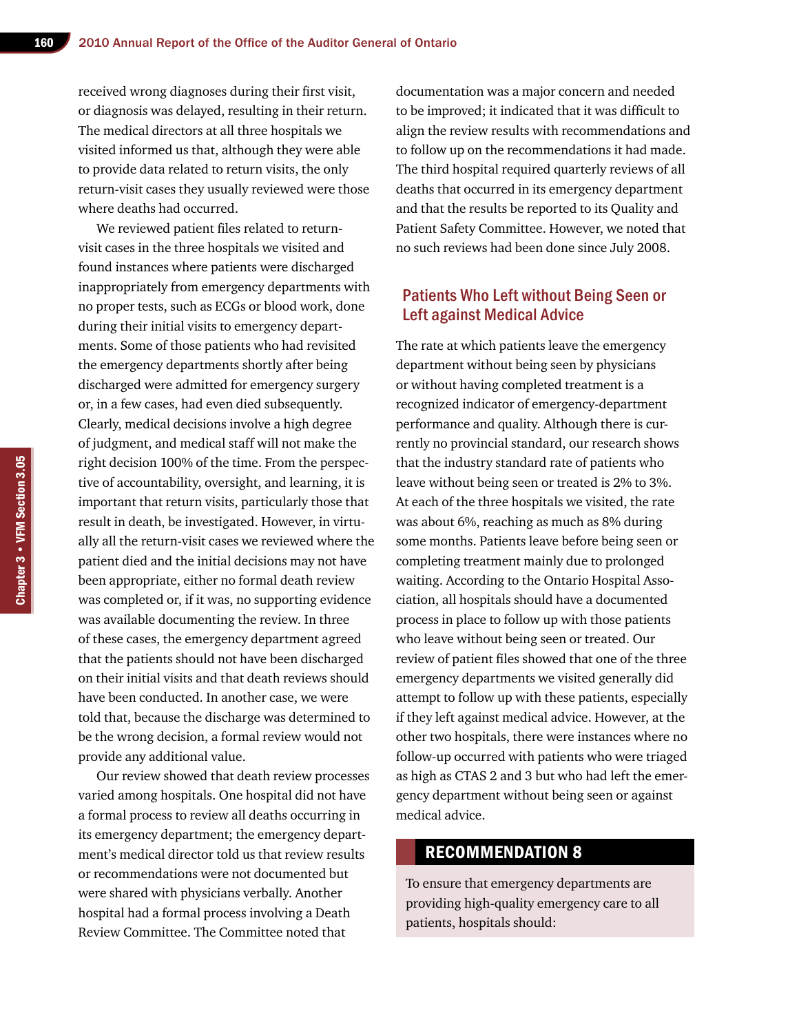received wrong diagnoses during their first visit, or diagnosis was delayed, resulting in their return. The medical directors at all three hospitals we visited informed us that, although they were able to provide data related to return visits, the only return-visit cases they usually reviewed were those where deaths had occurred.

We reviewed patient files related to return-visit cases in the three hospitals we visited and found instances where patients were discharged inappropriately from emergency departments with no proper tests, such as ECGs or blood work, done during their initial visits to emergency departments. Some of those patients who had revisited the emergency departments shortly after being discharged were admitted for emergency surgery or, in a few cases, had even died subsequently. Clearly, medical decisions involve a high degree of judgment, and medical staff will not make the right decision 100% of the time. From the perspective of accountability, oversight, and learning, it is important that return visits, particularly those that result in death, be investigated. However, in virtually all the return-visit cases we reviewed where the patient died and the initial decisions may not have been appropriate, either no formal death review was completed or, if it was, no supporting evidence was available documenting the review. In three of these cases, the emergency department agreed that the patients should not have been discharged on their initial visits and that death reviews should have been conducted. In another case, we were told that, because the discharge was determined to be the wrong decision, a formal review would not provide any additional value.

Our review showed that death review processes varied among hospitals. One hospital did not have a formal process to review all deaths occurring in its emergency department; the emergency department's medical director told us that review results or recommendations were not documented but were shared with physicians verbally. Another hospital had a formal process involving a Death Review Committee. The Committee noted that documentation was a major concern and needed to be improved; it indicated that it was difficult to align the review results with recommendations and to follow up on the recommendations it had made. The third hospital required quarterly reviews of all deaths that occurred in its emergency department and that the results be reported to its Quality and Patient Safety Committee. However, we noted that no such reviews had been done since July 2008.

## Patients Who Left without Being Seen or Left against Medical Advice

The rate at which patients leave the emergency department without being seen by physicians or without having completed treatment is a recognized indicator of emergency-department performance and quality. Although there is currently no provincial standard, our research shows that the industry standard rate of patients who leave without being seen or treated is 2% to 3%. At each of the three hospitals we visited, the rate was about 6%, reaching as much as 8% during some months. Patients leave before being seen or completing treatment mainly due to prolonged waiting. According to the Ontario Hospital Association, all hospitals should have a documented process in place to follow up with those patients who leave without being seen or treated. Our review of patient files showed that one of the three emergency departments we visited generally did attempt to follow up with these patients, especially if they left against medical advice. However, at the other two hospitals, there were instances where no follow-up occurred with patients who were triaged as high as CTAS 2 and 3 but who had left the emergency department without being seen or against medical advice.

### RECOMMENDATION 8

To ensure that emergency departments are providing high-quality emergency care to all patients, hospitals should: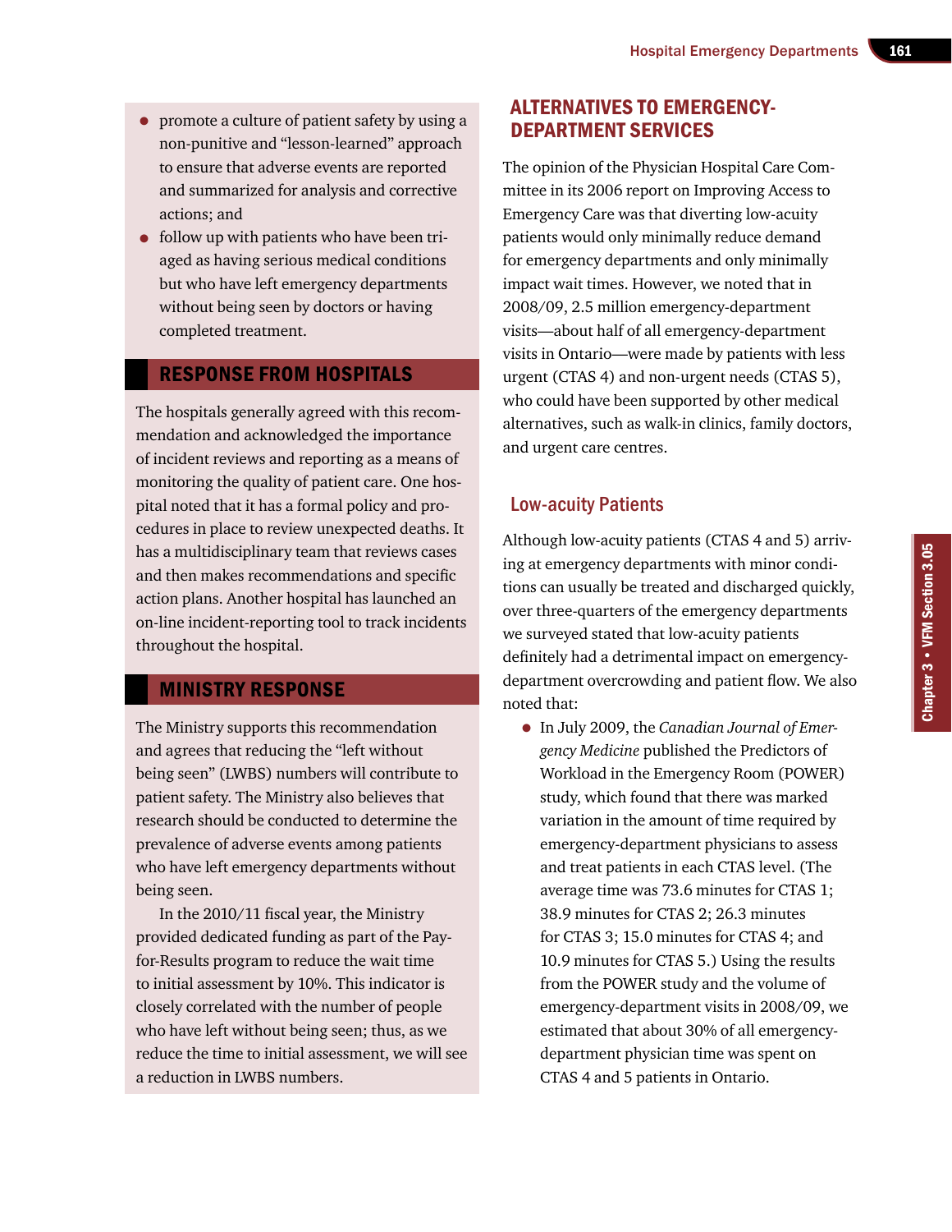- promote a culture of patient safety by using a non-punitive and "lesson-learned" approach to ensure that adverse events are reported and summarized for analysis and corrective actions; and
- follow up with patients who have been triaged as having serious medical conditions but who have left emergency departments without being seen by doctors or having completed treatment.

## RESPONSE FROM HOSPITALS

The hospitals generally agreed with this recommendation and acknowledged the importance of incident reviews and reporting as a means of monitoring the quality of patient care. One hospital noted that it has a formal policy and procedures in place to review unexpected deaths. It has a multidisciplinary team that reviews cases and then makes recommendations and specific action plans. Another hospital has launched an on-line incident-reporting tool to track incidents throughout the hospital.

## MINISTRY RESPONSE

The Ministry supports this recommendation and agrees that reducing the "left without being seen" (LWBS) numbers will contribute to patient safety. The Ministry also believes that research should be conducted to determine the prevalence of adverse events among patients who have left emergency departments without being seen.

In the 2010/11 fiscal year, the Ministry provided dedicated funding as part of the Pay-for-Results program to reduce the wait time to initial assessment by 10%. This indicator is closely correlated with the number of people who have left without being seen; thus, as we reduce the time to initial assessment, we will see a reduction in LWBS numbers.

## ALTERNATIVES TO EMERGENCY-DEPARTMENT SERVICES

The opinion of the Physician Hospital Care Committee in its 2006 report on Improving Access to Emergency Care was that diverting low-acuity patients would only minimally reduce demand for emergency departments and only minimally impact wait times. However, we noted that in 2008/09, 2.5 million emergency-department visits—about half of all emergency-department visits in Ontario—were made by patients with less urgent (CTAS 4) and non-urgent needs (CTAS 5), who could have been supported by other medical alternatives, such as walk-in clinics, family doctors, and urgent care centres.

### Low-acuity Patients

Although low-acuity patients (CTAS 4 and 5) arriving at emergency departments with minor conditions can usually be treated and discharged quickly, over three-quarters of the emergency departments we surveyed stated that low-acuity patients definitely had a detrimental impact on emergency-department overcrowding and patient flow. We also noted that:

- In July 2009, the *Canadian Journal of Emergency Medicine* published the Predictors of Workload in the Emergency Room (POWER) study, which found that there was marked variation in the amount of time required by emergency-department physicians to assess and treat patients in each CTAS level. (The average time was 73.6 minutes for CTAS 1; 38.9 minutes for CTAS 2; 26.3 minutes for CTAS 3; 15.0 minutes for CTAS 4; and 10.9 minutes for CTAS 5.) Using the results from the POWER study and the volume of emergency-department visits in 2008/09, we estimated that about 30% of all emergency-department physician time was spent on CTAS 4 and 5 patients in Ontario.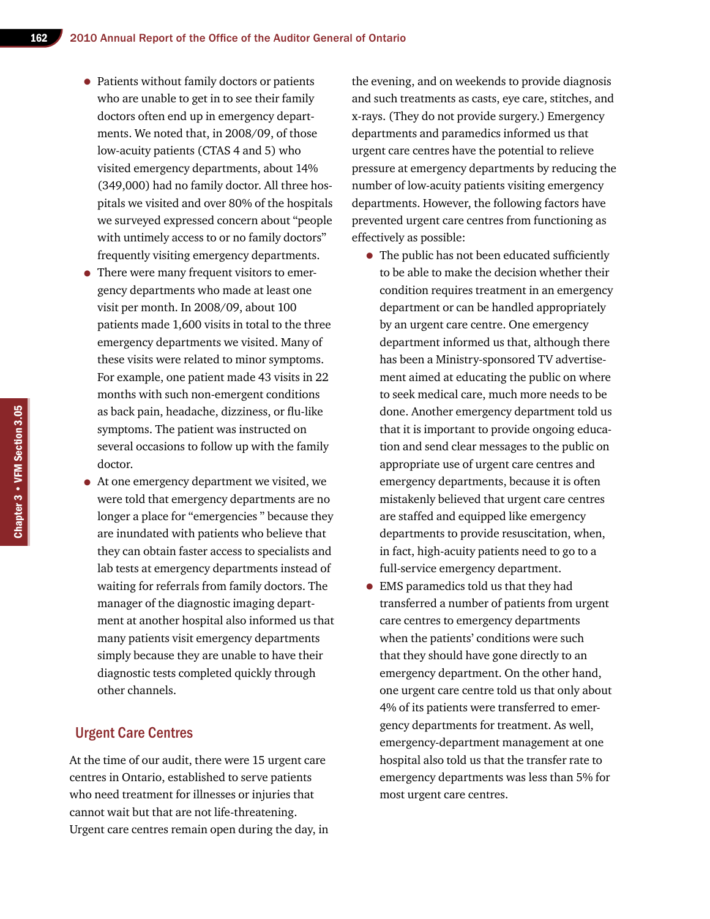- Patients without family doctors or patients who are unable to get in to see their family doctors often end up in emergency departments. We noted that, in 2008/09, of those low-acuity patients (CTAS 4 and 5) who visited emergency departments, about 14% (349,000) had no family doctor. All three hospitals we visited and over 80% of the hospitals we surveyed expressed concern about "people with untimely access to or no family doctors" frequently visiting emergency departments.
- There were many frequent visitors to emergency departments who made at least one visit per month. In 2008/09, about 100 patients made 1,600 visits in total to the three emergency departments we visited. Many of these visits were related to minor symptoms. For example, one patient made 43 visits in 22 months with such non-emergent conditions as back pain, headache, dizziness, or flu-like symptoms. The patient was instructed on several occasions to follow up with the family doctor.
- At one emergency department we visited, we were told that emergency departments are no longer a place for "emergencies" because they are inundated with patients who believe that they can obtain faster access to specialists and lab tests at emergency departments instead of waiting for referrals from family doctors. The manager of the diagnostic imaging department at another hospital also informed us that many patients visit emergency departments simply because they are unable to have their diagnostic tests completed quickly through other channels.

## Urgent Care Centres

At the time of our audit, there were 15 urgent care centres in Ontario, established to serve patients who need treatment for illnesses or injuries that cannot wait but that are not life-threatening. Urgent care centres remain open during the day, in the evening, and on weekends to provide diagnosis and such treatments as casts, eye care, stitches, and x-rays. (They do not provide surgery.) Emergency departments and paramedics informed us that urgent care centres have the potential to relieve pressure at emergency departments by reducing the number of low-acuity patients visiting emergency departments. However, the following factors have prevented urgent care centres from functioning as effectively as possible:

- The public has not been educated sufficiently to be able to make the decision whether their condition requires treatment in an emergency department or can be handled appropriately by an urgent care centre. One emergency department informed us that, although there has been a Ministry-sponsored TV advertisement aimed at educating the public on where to seek medical care, much more needs to be done. Another emergency department told us that it is important to provide ongoing education and send clear messages to the public on appropriate use of urgent care centres and emergency departments, because it is often mistakenly believed that urgent care centres are staffed and equipped like emergency departments to provide resuscitation, when, in fact, high-acuity patients need to go to a full-service emergency department.
- EMS paramedics told us that they had transferred a number of patients from urgent care centres to emergency departments when the patients' conditions were such that they should have gone directly to an emergency department. On the other hand, one urgent care centre told us that only about 4% of its patients were transferred to emergency departments for treatment. As well, emergency-department management at one hospital also told us that the transfer rate to emergency departments was less than 5% for most urgent care centres.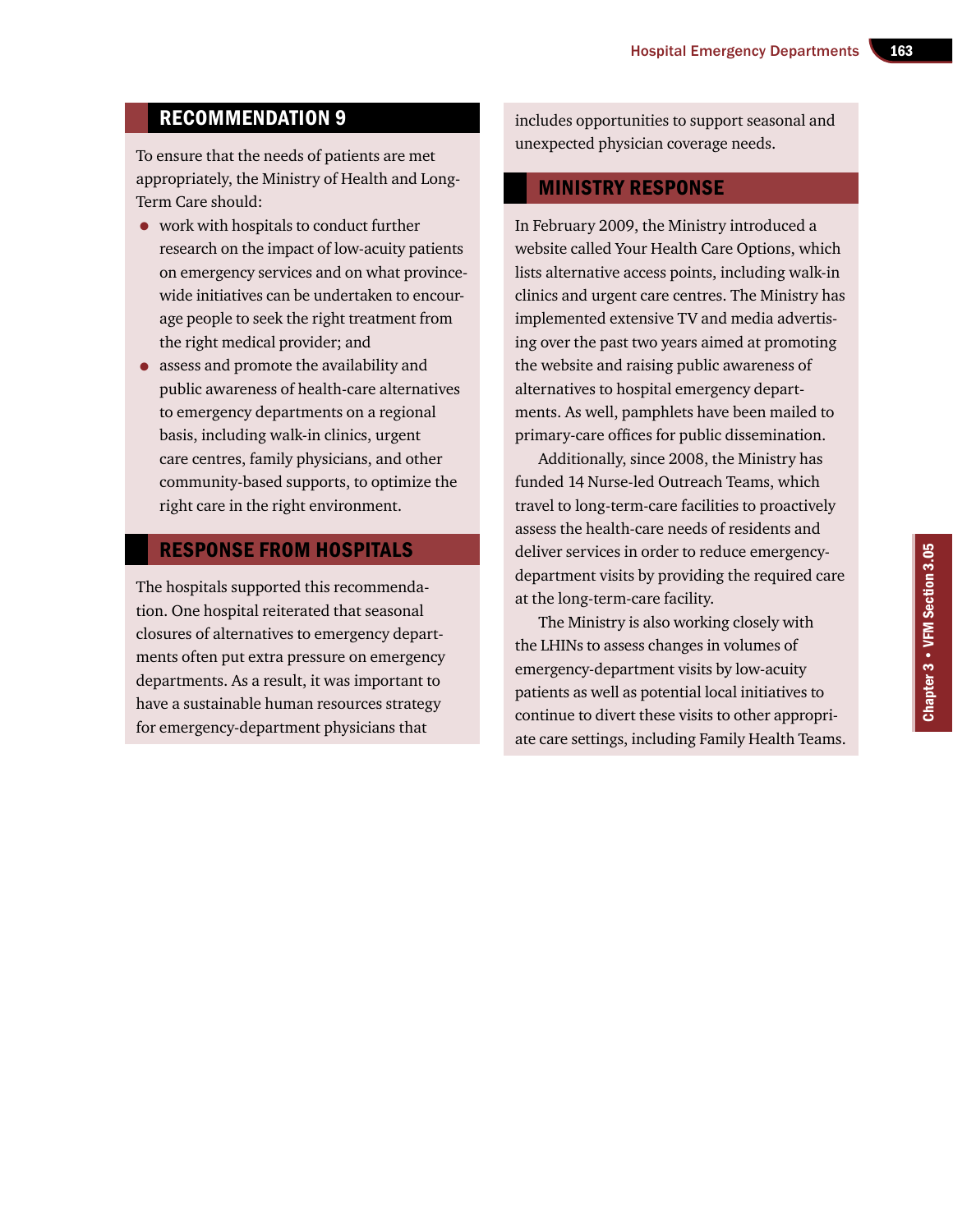## RECOMMENDATION 9

To ensure that the needs of patients are met appropriately, the Ministry of Health and Long-Term Care should:

- work with hospitals to conduct further research on the impact of low-acuity patients on emergency services and on what province-wide initiatives can be undertaken to encourage people to seek the right treatment from the right medical provider; and
- assess and promote the availability and public awareness of health-care alternatives to emergency departments on a regional basis, including walk-in clinics, urgent care centres, family physicians, and other community-based supports, to optimize the right care in the right environment.

## RESPONSE FROM HOSPITALS

The hospitals supported this recommendation. One hospital reiterated that seasonal closures of alternatives to emergency departments often put extra pressure on emergency departments. As a result, it was important to have a sustainable human resources strategy for emergency-department physicians that includes opportunities to support seasonal and unexpected physician coverage needs.

## MINISTRY RESPONSE

In February 2009, the Ministry introduced a website called Your Health Care Options, which lists alternative access points, including walk-in clinics and urgent care centres. The Ministry has implemented extensive TV and media advertising over the past two years aimed at promoting the website and raising public awareness of alternatives to hospital emergency departments. As well, pamphlets have been mailed to primary-care offices for public dissemination.

Additionally, since 2008, the Ministry has funded 14 Nurse-led Outreach Teams, which travel to long-term-care facilities to proactively assess the health-care needs of residents and deliver services in order to reduce emergency-department visits by providing the required care at the long-term-care facility.

The Ministry is also working closely with the LHINs to assess changes in volumes of emergency-department visits by low-acuity patients as well as potential local initiatives to continue to divert these visits to other appropriate care settings, including Family Health Teams.